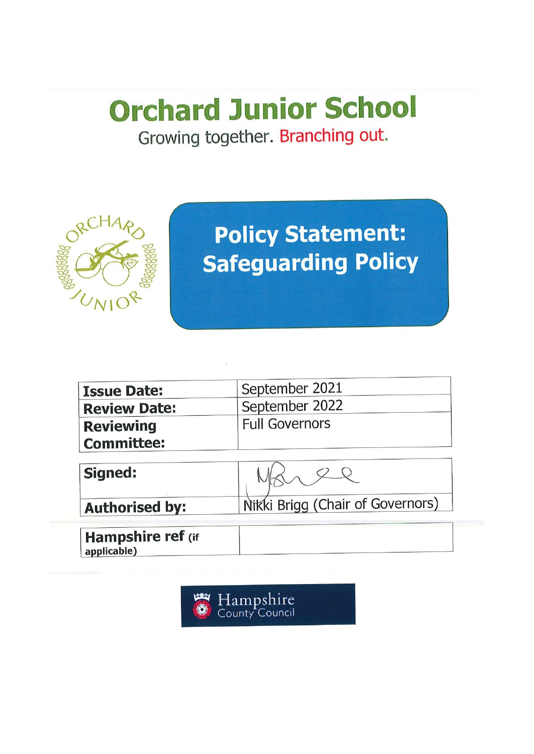# Orchard Junior School

Growing together. Branching out.

## Policy Statement: Safeguarding Policy

| | |
|---|---|
| **Issue Date:** | September 2021 |
| **Review Date:** | September 2022 |
| **Reviewing Committee:** | Full Governors |

| | |
|---|---|
| **Signed:** | |
| **Authorised by:** | Nikki Brigg (Chair of Governors) |

| | |
|---|---|
| **Hampshire ref** (if applicable) | |

Hampshire County Council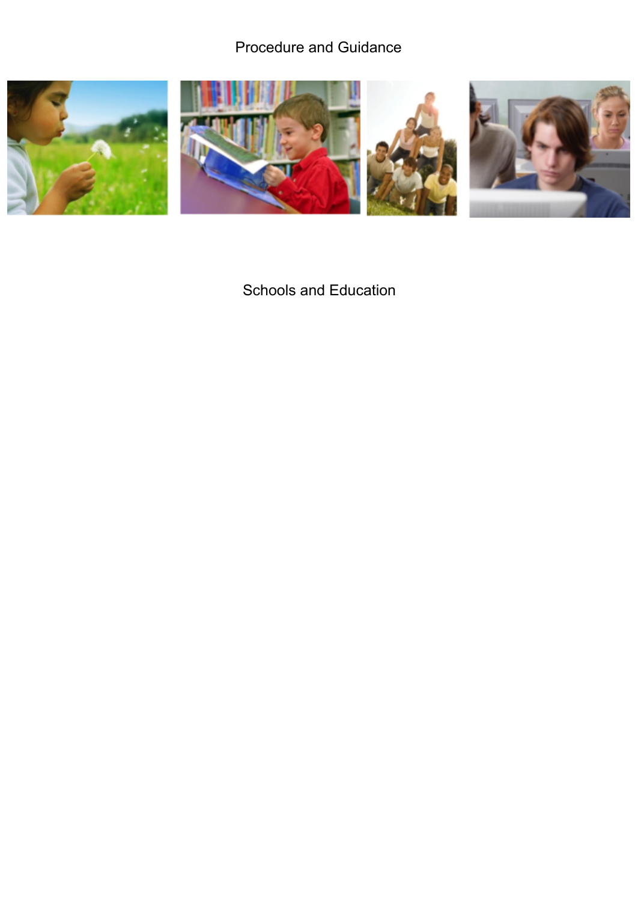Procedure and Guidance

Schools and Education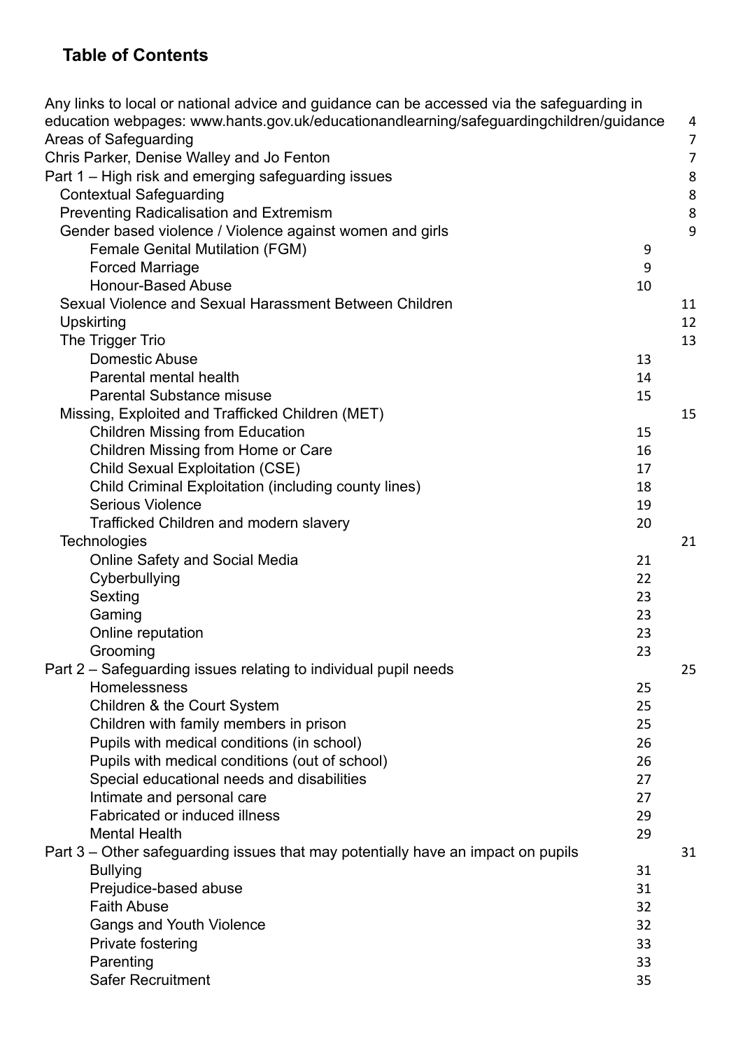## Table of Contents

| | |
|---|---|
| Any links to local or national advice and guidance can be accessed via the safeguarding in education webpages: www.hants.gov.uk/educationandlearning/safeguardingchildren/guidance | 4 |
| Areas of Safeguarding | 7 |
| Chris Parker, Denise Walley and Jo Fenton | 7 |
| Part 1 – High risk and emerging safeguarding issues | 8 |
| Contextual Safeguarding | 8 |
| Preventing Radicalisation and Extremism | 8 |
| Gender based violence / Violence against women and girls | 9 |
| Female Genital Mutilation (FGM) | 9 |
| Forced Marriage | 9 |
| Honour-Based Abuse | 10 |
| Sexual Violence and Sexual Harassment Between Children | 11 |
| Upskirting | 12 |
| The Trigger Trio | 13 |
| Domestic Abuse | 13 |
| Parental mental health | 14 |
| Parental Substance misuse | 15 |
| Missing, Exploited and Trafficked Children (MET) | 15 |
| Children Missing from Education | 15 |
| Children Missing from Home or Care | 16 |
| Child Sexual Exploitation (CSE) | 17 |
| Child Criminal Exploitation (including county lines) | 18 |
| Serious Violence | 19 |
| Trafficked Children and modern slavery | 20 |
| Technologies | 21 |
| Online Safety and Social Media | 21 |
| Cyberbullying | 22 |
| Sexting | 23 |
| Gaming | 23 |
| Online reputation | 23 |
| Grooming | 23 |
| Part 2 – Safeguarding issues relating to individual pupil needs | 25 |
| Homelessness | 25 |
| Children & the Court System | 25 |
| Children with family members in prison | 25 |
| Pupils with medical conditions (in school) | 26 |
| Pupils with medical conditions (out of school) | 26 |
| Special educational needs and disabilities | 27 |
| Intimate and personal care | 27 |
| Fabricated or induced illness | 29 |
| Mental Health | 29 |
| Part 3 – Other safeguarding issues that may potentially have an impact on pupils | 31 |
| Bullying | 31 |
| Prejudice-based abuse | 31 |
| Faith Abuse | 32 |
| Gangs and Youth Violence | 32 |
| Private fostering | 33 |
| Parenting | 33 |
| Safer Recruitment | 35 |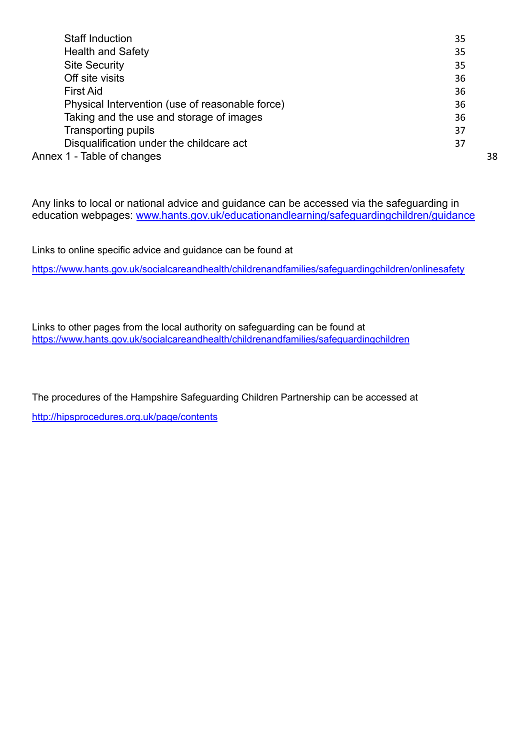| | |
|---|---|
| Staff Induction | 35 |
| Health and Safety | 35 |
| Site Security | 35 |
| Off site visits | 36 |
| First Aid | 36 |
| Physical Intervention (use of reasonable force) | 36 |
| Taking and the use and storage of images | 36 |
| Transporting pupils | 37 |
| Disqualification under the childcare act | 37 |
| Annex 1 - Table of changes | 38 |

Any links to local or national advice and guidance can be accessed via the safeguarding in education webpages: [www.hants.gov.uk/educationandlearning/safeguardingchildren/guidance](www.hants.gov.uk/educationandlearning/safeguardingchildren/guidance)

Links to online specific advice and guidance can be found at

[https://www.hants.gov.uk/socialcareandhealth/childrenandfamilies/safeguardingchildren/onlinesafety](https://www.hants.gov.uk/socialcareandhealth/childrenandfamilies/safeguardingchildren/onlinesafety)

Links to other pages from the local authority on safeguarding can be found at [https://www.hants.gov.uk/socialcareandhealth/childrenandfamilies/safeguardingchildren](https://www.hants.gov.uk/socialcareandhealth/childrenandfamilies/safeguardingchildren)

The procedures of the Hampshire Safeguarding Children Partnership can be accessed at

[http://hipsprocedures.org.uk/page/contents](http://hipsprocedures.org.uk/page/contents)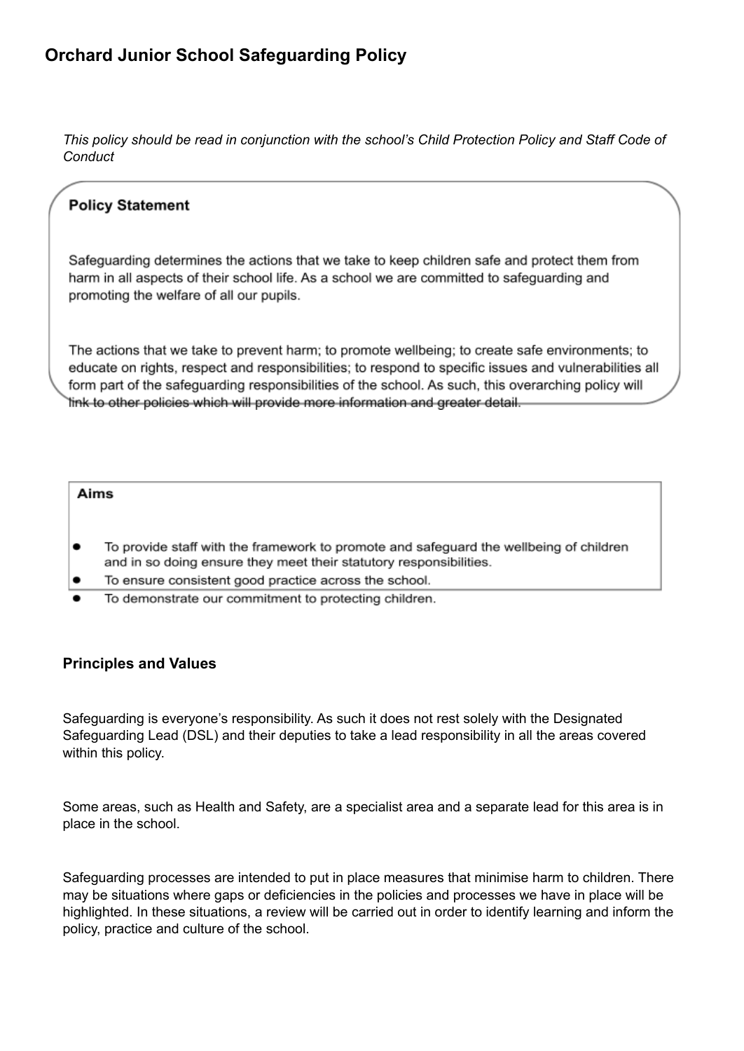# Orchard Junior School Safeguarding Policy

*This policy should be read in conjunction with the school's Child Protection Policy and Staff Code of Conduct*

**Policy Statement**

Safeguarding determines the actions that we take to keep children safe and protect them from harm in all aspects of their school life. As a school we are committed to safeguarding and promoting the welfare of all our pupils.

The actions that we take to prevent harm; to promote wellbeing; to create safe environments; to educate on rights, respect and responsibilities; to respond to specific issues and vulnerabilities all form part of the safeguarding responsibilities of the school. As such, this overarching policy will link to other policies which will provide more information and greater detail.

**Aims**

- To provide staff with the framework to promote and safeguard the wellbeing of children and in so doing ensure they meet their statutory responsibilities.
- To ensure consistent good practice across the school.
- To demonstrate our commitment to protecting children.

**Principles and Values**

Safeguarding is everyone's responsibility. As such it does not rest solely with the Designated Safeguarding Lead (DSL) and their deputies to take a lead responsibility in all the areas covered within this policy.

Some areas, such as Health and Safety, are a specialist area and a separate lead for this area is in place in the school.

Safeguarding processes are intended to put in place measures that minimise harm to children. There may be situations where gaps or deficiencies in the policies and processes we have in place will be highlighted. In these situations, a review will be carried out in order to identify learning and inform the policy, practice and culture of the school.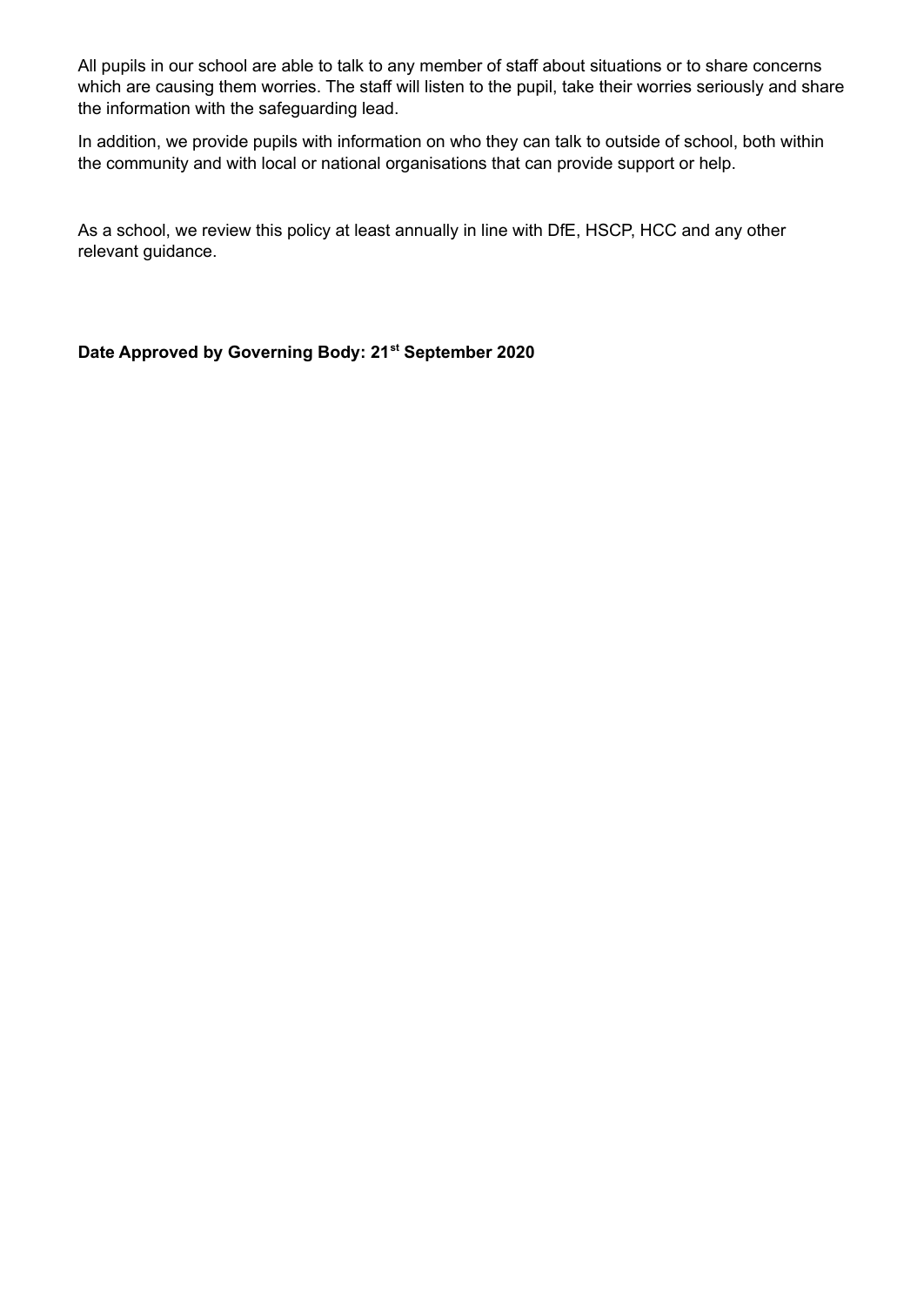All pupils in our school are able to talk to any member of staff about situations or to share concerns which are causing them worries. The staff will listen to the pupil, take their worries seriously and share the information with the safeguarding lead.

In addition, we provide pupils with information on who they can talk to outside of school, both within the community and with local or national organisations that can provide support or help.

As a school, we review this policy at least annually in line with DfE, HSCP, HCC and any other relevant guidance.

**Date Approved by Governing Body: 21st September 2020**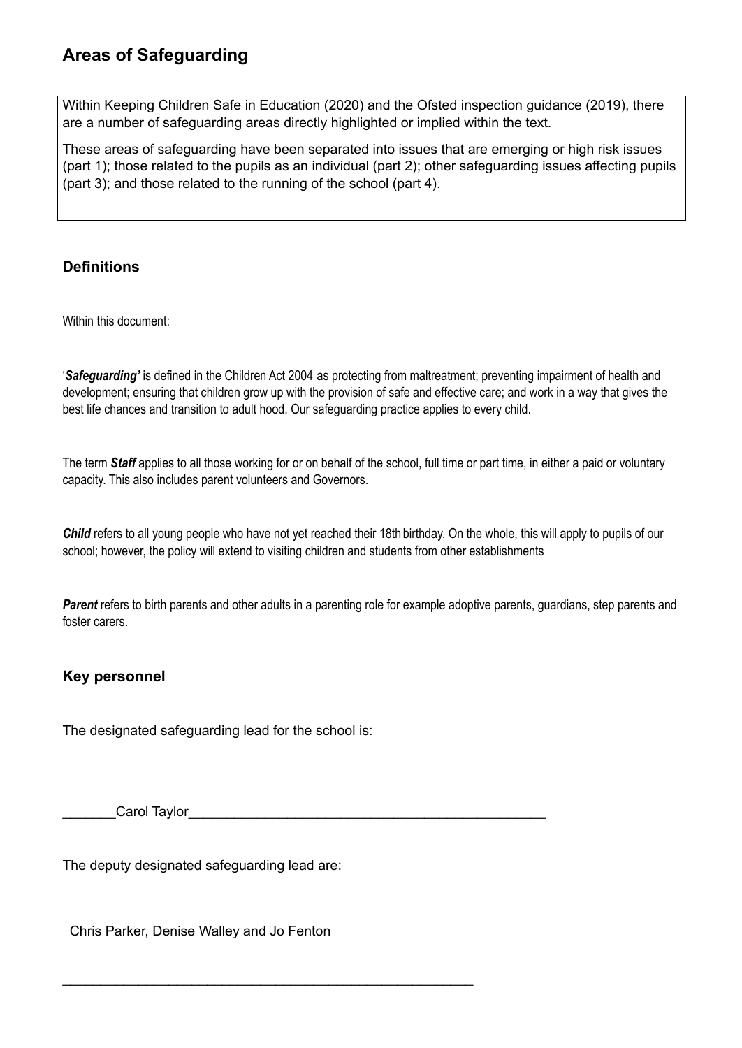## Areas of Safeguarding

Within Keeping Children Safe in Education (2020) and the Ofsted inspection guidance (2019), there are a number of safeguarding areas directly highlighted or implied within the text.

These areas of safeguarding have been separated into issues that are emerging or high risk issues (part 1); those related to the pupils as an individual (part 2); other safeguarding issues affecting pupils (part 3); and those related to the running of the school (part 4).

### Definitions

Within this document:

'***Safeguarding'*** is defined in the Children Act 2004 as protecting from maltreatment; preventing impairment of health and development; ensuring that children grow up with the provision of safe and effective care; and work in a way that gives the best life chances and transition to adult hood. Our safeguarding practice applies to every child.

The term ***Staff*** applies to all those working for or on behalf of the school, full time or part time, in either a paid or voluntary capacity. This also includes parent volunteers and Governors.

***Child*** refers to all young people who have not yet reached their 18th birthday. On the whole, this will apply to pupils of our school; however, the policy will extend to visiting children and students from other establishments

***Parent*** refers to birth parents and other adults in a parenting role for example adoptive parents, guardians, step parents and foster carers.

### Key personnel

The designated safeguarding lead for the school is:

_______Carol Taylor_______________________________________________

The deputy designated safeguarding lead are:

Chris Parker, Denise Walley and Jo Fenton

_____________________________________________________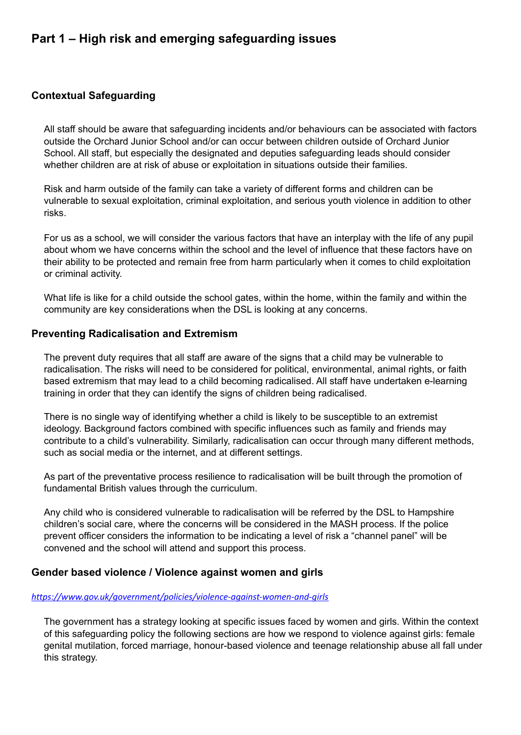## Part 1 – High risk and emerging safeguarding issues

### Contextual Safeguarding

All staff should be aware that safeguarding incidents and/or behaviours can be associated with factors outside the Orchard Junior School and/or can occur between children outside of Orchard Junior School. All staff, but especially the designated and deputies safeguarding leads should consider whether children are at risk of abuse or exploitation in situations outside their families.

Risk and harm outside of the family can take a variety of different forms and children can be vulnerable to sexual exploitation, criminal exploitation, and serious youth violence in addition to other risks.

For us as a school, we will consider the various factors that have an interplay with the life of any pupil about whom we have concerns within the school and the level of influence that these factors have on their ability to be protected and remain free from harm particularly when it comes to child exploitation or criminal activity.

What life is like for a child outside the school gates, within the home, within the family and within the community are key considerations when the DSL is looking at any concerns.

### Preventing Radicalisation and Extremism

The prevent duty requires that all staff are aware of the signs that a child may be vulnerable to radicalisation. The risks will need to be considered for political, environmental, animal rights, or faith based extremism that may lead to a child becoming radicalised. All staff have undertaken e-learning training in order that they can identify the signs of children being radicalised.

There is no single way of identifying whether a child is likely to be susceptible to an extremist ideology. Background factors combined with specific influences such as family and friends may contribute to a child's vulnerability. Similarly, radicalisation can occur through many different methods, such as social media or the internet, and at different settings.

As part of the preventative process resilience to radicalisation will be built through the promotion of fundamental British values through the curriculum.

Any child who is considered vulnerable to radicalisation will be referred by the DSL to Hampshire children's social care, where the concerns will be considered in the MASH process. If the police prevent officer considers the information to be indicating a level of risk a "channel panel" will be convened and the school will attend and support this process.

### Gender based violence / Violence against women and girls

*https://www.gov.uk/government/policies/violence-against-women-and-girls*

The government has a strategy looking at specific issues faced by women and girls. Within the context of this safeguarding policy the following sections are how we respond to violence against girls: female genital mutilation, forced marriage, honour-based violence and teenage relationship abuse all fall under this strategy.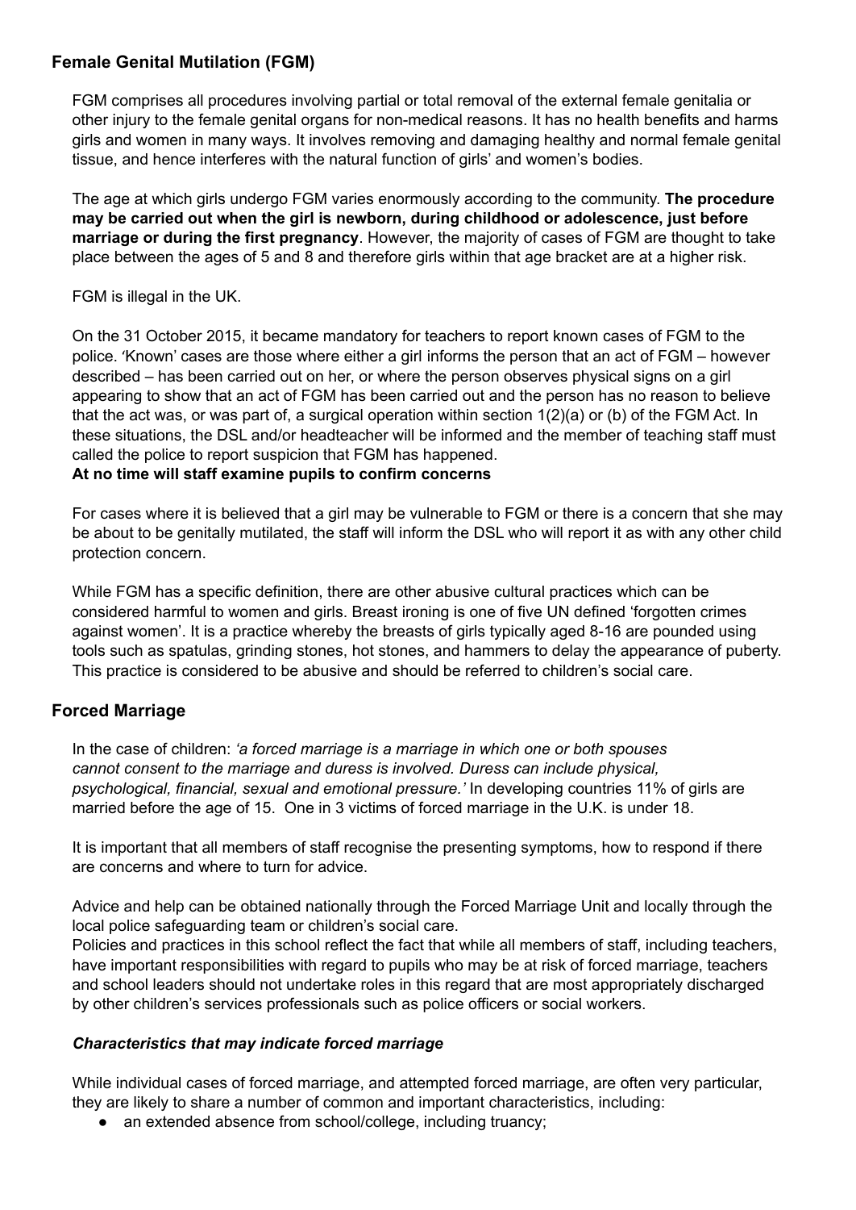## Female Genital Mutilation (FGM)

FGM comprises all procedures involving partial or total removal of the external female genitalia or other injury to the female genital organs for non-medical reasons. It has no health benefits and harms girls and women in many ways. It involves removing and damaging healthy and normal female genital tissue, and hence interferes with the natural function of girls' and women's bodies.

The age at which girls undergo FGM varies enormously according to the community. **The procedure may be carried out when the girl is newborn, during childhood or adolescence, just before marriage or during the first pregnancy**. However, the majority of cases of FGM are thought to take place between the ages of 5 and 8 and therefore girls within that age bracket are at a higher risk.

FGM is illegal in the UK.

On the 31 October 2015, it became mandatory for teachers to report known cases of FGM to the police. 'Known' cases are those where either a girl informs the person that an act of FGM – however described – has been carried out on her, or where the person observes physical signs on a girl appearing to show that an act of FGM has been carried out and the person has no reason to believe that the act was, or was part of, a surgical operation within section 1(2)(a) or (b) of the FGM Act. In these situations, the DSL and/or headteacher will be informed and the member of teaching staff must called the police to report suspicion that FGM has happened.
**At no time will staff examine pupils to confirm concerns**

For cases where it is believed that a girl may be vulnerable to FGM or there is a concern that she may be about to be genitally mutilated, the staff will inform the DSL who will report it as with any other child protection concern.

While FGM has a specific definition, there are other abusive cultural practices which can be considered harmful to women and girls. Breast ironing is one of five UN defined 'forgotten crimes against women'. It is a practice whereby the breasts of girls typically aged 8-16 are pounded using tools such as spatulas, grinding stones, hot stones, and hammers to delay the appearance of puberty. This practice is considered to be abusive and should be referred to children's social care.

## Forced Marriage

In the case of children: *'a forced marriage is a marriage in which one or both spouses cannot consent to the marriage and duress is involved. Duress can include physical, psychological, financial, sexual and emotional pressure.'* In developing countries 11% of girls are married before the age of 15. One in 3 victims of forced marriage in the U.K. is under 18.

It is important that all members of staff recognise the presenting symptoms, how to respond if there are concerns and where to turn for advice.

Advice and help can be obtained nationally through the Forced Marriage Unit and locally through the local police safeguarding team or children's social care.
Policies and practices in this school reflect the fact that while all members of staff, including teachers, have important responsibilities with regard to pupils who may be at risk of forced marriage, teachers and school leaders should not undertake roles in this regard that are most appropriately discharged by other children's services professionals such as police officers or social workers.

### *Characteristics that may indicate forced marriage*

While individual cases of forced marriage, and attempted forced marriage, are often very particular, they are likely to share a number of common and important characteristics, including:

- an extended absence from school/college, including truancy;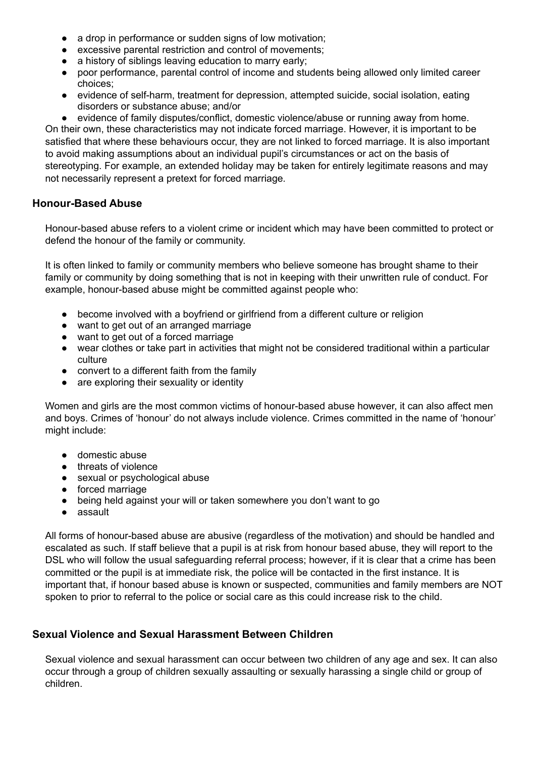- a drop in performance or sudden signs of low motivation;
- excessive parental restriction and control of movements;
- a history of siblings leaving education to marry early;
- poor performance, parental control of income and students being allowed only limited career choices;
- evidence of self-harm, treatment for depression, attempted suicide, social isolation, eating disorders or substance abuse; and/or
- evidence of family disputes/conflict, domestic violence/abuse or running away from home.

On their own, these characteristics may not indicate forced marriage. However, it is important to be satisfied that where these behaviours occur, they are not linked to forced marriage. It is also important to avoid making assumptions about an individual pupil's circumstances or act on the basis of stereotyping. For example, an extended holiday may be taken for entirely legitimate reasons and may not necessarily represent a pretext for forced marriage.

### Honour-Based Abuse

Honour-based abuse refers to a violent crime or incident which may have been committed to protect or defend the honour of the family or community.

It is often linked to family or community members who believe someone has brought shame to their family or community by doing something that is not in keeping with their unwritten rule of conduct. For example, honour-based abuse might be committed against people who:

- become involved with a boyfriend or girlfriend from a different culture or religion
- want to get out of an arranged marriage
- want to get out of a forced marriage
- wear clothes or take part in activities that might not be considered traditional within a particular culture
- convert to a different faith from the family
- are exploring their sexuality or identity

Women and girls are the most common victims of honour-based abuse however, it can also affect men and boys. Crimes of 'honour' do not always include violence. Crimes committed in the name of 'honour' might include:

- domestic abuse
- threats of violence
- sexual or psychological abuse
- forced marriage
- being held against your will or taken somewhere you don't want to go
- assault

All forms of honour-based abuse are abusive (regardless of the motivation) and should be handled and escalated as such. If staff believe that a pupil is at risk from honour based abuse, they will report to the DSL who will follow the usual safeguarding referral process; however, if it is clear that a crime has been committed or the pupil is at immediate risk, the police will be contacted in the first instance. It is important that, if honour based abuse is known or suspected, communities and family members are NOT spoken to prior to referral to the police or social care as this could increase risk to the child.

### Sexual Violence and Sexual Harassment Between Children

Sexual violence and sexual harassment can occur between two children of any age and sex. It can also occur through a group of children sexually assaulting or sexually harassing a single child or group of children.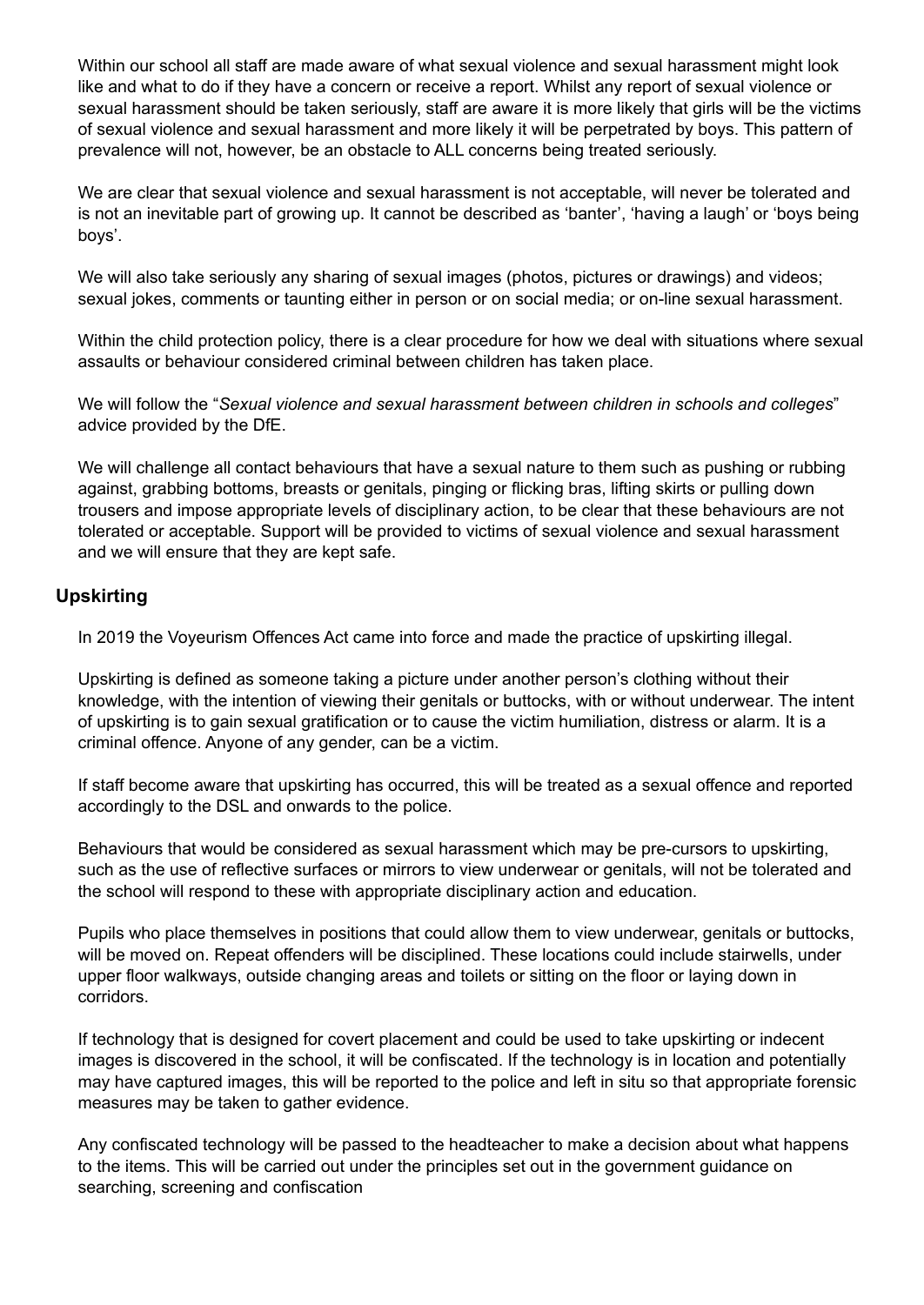Within our school all staff are made aware of what sexual violence and sexual harassment might look like and what to do if they have a concern or receive a report. Whilst any report of sexual violence or sexual harassment should be taken seriously, staff are aware it is more likely that girls will be the victims of sexual violence and sexual harassment and more likely it will be perpetrated by boys. This pattern of prevalence will not, however, be an obstacle to ALL concerns being treated seriously.

We are clear that sexual violence and sexual harassment is not acceptable, will never be tolerated and is not an inevitable part of growing up. It cannot be described as 'banter', 'having a laugh' or 'boys being boys'.

We will also take seriously any sharing of sexual images (photos, pictures or drawings) and videos; sexual jokes, comments or taunting either in person or on social media; or on-line sexual harassment.

Within the child protection policy, there is a clear procedure for how we deal with situations where sexual assaults or behaviour considered criminal between children has taken place.

We will follow the "*Sexual violence and sexual harassment between children in schools and colleges*" advice provided by the DfE.

We will challenge all contact behaviours that have a sexual nature to them such as pushing or rubbing against, grabbing bottoms, breasts or genitals, pinging or flicking bras, lifting skirts or pulling down trousers and impose appropriate levels of disciplinary action, to be clear that these behaviours are not tolerated or acceptable. Support will be provided to victims of sexual violence and sexual harassment and we will ensure that they are kept safe.

## Upskirting

In 2019 the Voyeurism Offences Act came into force and made the practice of upskirting illegal.

Upskirting is defined as someone taking a picture under another person's clothing without their knowledge, with the intention of viewing their genitals or buttocks, with or without underwear. The intent of upskirting is to gain sexual gratification or to cause the victim humiliation, distress or alarm. It is a criminal offence. Anyone of any gender, can be a victim.

If staff become aware that upskirting has occurred, this will be treated as a sexual offence and reported accordingly to the DSL and onwards to the police.

Behaviours that would be considered as sexual harassment which may be pre-cursors to upskirting, such as the use of reflective surfaces or mirrors to view underwear or genitals, will not be tolerated and the school will respond to these with appropriate disciplinary action and education.

Pupils who place themselves in positions that could allow them to view underwear, genitals or buttocks, will be moved on. Repeat offenders will be disciplined. These locations could include stairwells, under upper floor walkways, outside changing areas and toilets or sitting on the floor or laying down in corridors.

If technology that is designed for covert placement and could be used to take upskirting or indecent images is discovered in the school, it will be confiscated. If the technology is in location and potentially may have captured images, this will be reported to the police and left in situ so that appropriate forensic measures may be taken to gather evidence.

Any confiscated technology will be passed to the headteacher to make a decision about what happens to the items. This will be carried out under the principles set out in the government guidance on searching, screening and confiscation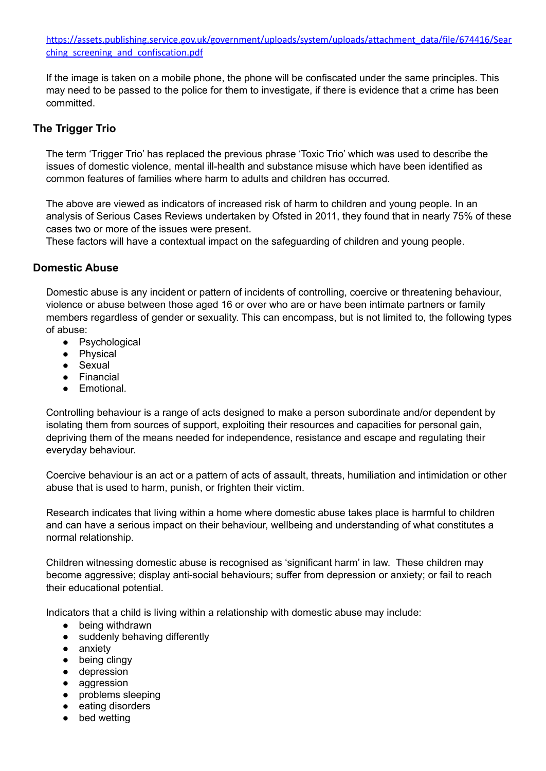https://assets.publishing.service.gov.uk/government/uploads/system/uploads/attachment_data/file/674416/Searching_screening_and_confiscation.pdf

If the image is taken on a mobile phone, the phone will be confiscated under the same principles. This may need to be passed to the police for them to investigate, if there is evidence that a crime has been committed.

### The Trigger Trio

The term 'Trigger Trio' has replaced the previous phrase 'Toxic Trio' which was used to describe the issues of domestic violence, mental ill-health and substance misuse which have been identified as common features of families where harm to adults and children has occurred.

The above are viewed as indicators of increased risk of harm to children and young people. In an analysis of Serious Cases Reviews undertaken by Ofsted in 2011, they found that in nearly 75% of these cases two or more of the issues were present.
These factors will have a contextual impact on the safeguarding of children and young people.

### Domestic Abuse

Domestic abuse is any incident or pattern of incidents of controlling, coercive or threatening behaviour, violence or abuse between those aged 16 or over who are or have been intimate partners or family members regardless of gender or sexuality. This can encompass, but is not limited to, the following types of abuse:

- Psychological
- Physical
- Sexual
- Financial
- Emotional.

Controlling behaviour is a range of acts designed to make a person subordinate and/or dependent by isolating them from sources of support, exploiting their resources and capacities for personal gain, depriving them of the means needed for independence, resistance and escape and regulating their everyday behaviour.

Coercive behaviour is an act or a pattern of acts of assault, threats, humiliation and intimidation or other abuse that is used to harm, punish, or frighten their victim.

Research indicates that living within a home where domestic abuse takes place is harmful to children and can have a serious impact on their behaviour, wellbeing and understanding of what constitutes a normal relationship.

Children witnessing domestic abuse is recognised as 'significant harm' in law. These children may become aggressive; display anti-social behaviours; suffer from depression or anxiety; or fail to reach their educational potential.

Indicators that a child is living within a relationship with domestic abuse may include:

- being withdrawn
- suddenly behaving differently
- anxiety
- being clingy
- depression
- aggression
- problems sleeping
- eating disorders
- bed wetting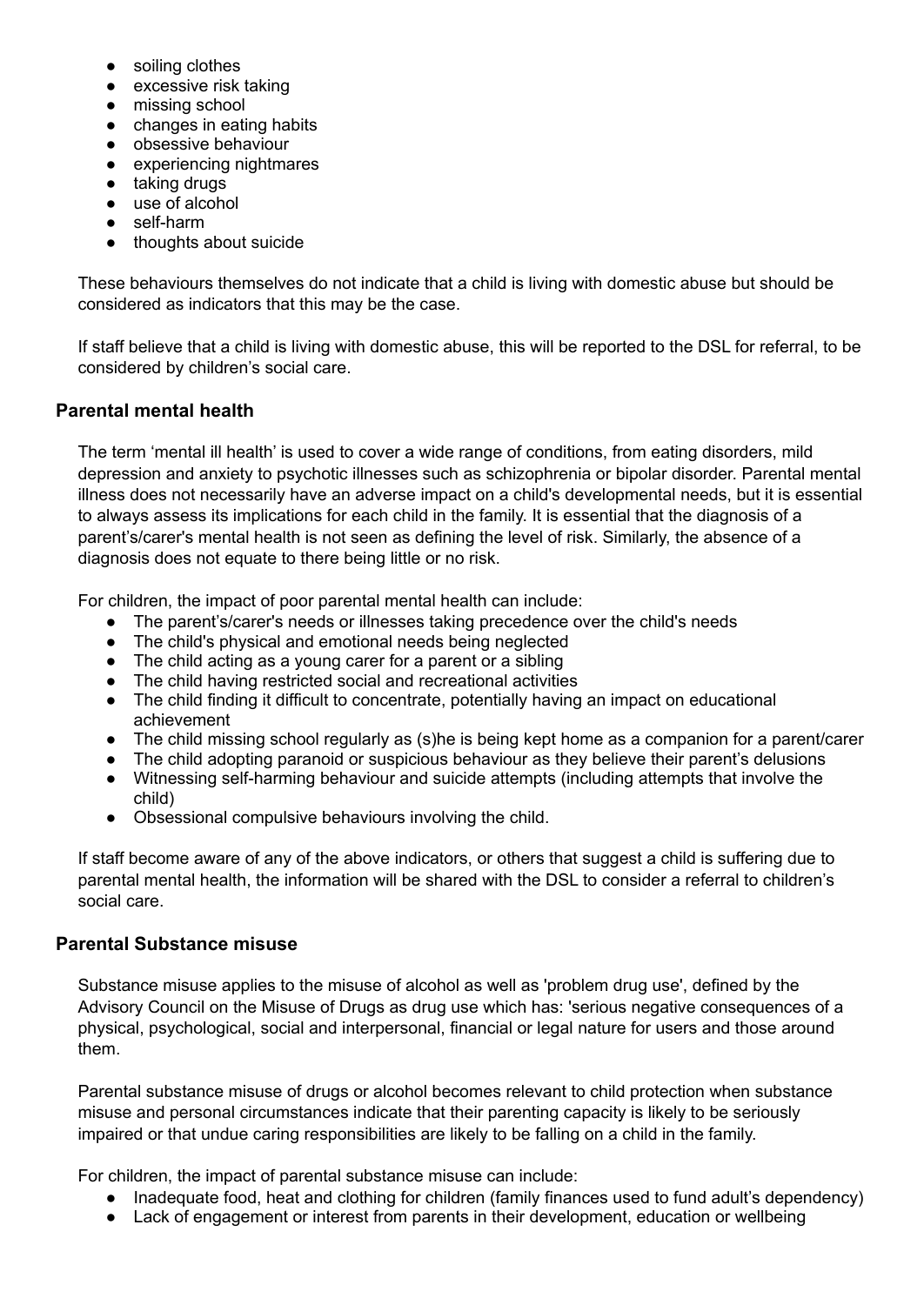- soiling clothes
- excessive risk taking
- missing school
- changes in eating habits
- obsessive behaviour
- experiencing nightmares
- taking drugs
- use of alcohol
- self-harm
- thoughts about suicide

These behaviours themselves do not indicate that a child is living with domestic abuse but should be considered as indicators that this may be the case.

If staff believe that a child is living with domestic abuse, this will be reported to the DSL for referral, to be considered by children's social care.

### Parental mental health

The term 'mental ill health' is used to cover a wide range of conditions, from eating disorders, mild depression and anxiety to psychotic illnesses such as schizophrenia or bipolar disorder. Parental mental illness does not necessarily have an adverse impact on a child's developmental needs, but it is essential to always assess its implications for each child in the family. It is essential that the diagnosis of a parent's/carer's mental health is not seen as defining the level of risk. Similarly, the absence of a diagnosis does not equate to there being little or no risk.

For children, the impact of poor parental mental health can include:

- The parent's/carer's needs or illnesses taking precedence over the child's needs
- The child's physical and emotional needs being neglected
- The child acting as a young carer for a parent or a sibling
- The child having restricted social and recreational activities
- The child finding it difficult to concentrate, potentially having an impact on educational achievement
- The child missing school regularly as (s)he is being kept home as a companion for a parent/carer
- The child adopting paranoid or suspicious behaviour as they believe their parent's delusions
- Witnessing self-harming behaviour and suicide attempts (including attempts that involve the child)
- Obsessional compulsive behaviours involving the child.

If staff become aware of any of the above indicators, or others that suggest a child is suffering due to parental mental health, the information will be shared with the DSL to consider a referral to children's social care.

### Parental Substance misuse

Substance misuse applies to the misuse of alcohol as well as 'problem drug use', defined by the Advisory Council on the Misuse of Drugs as drug use which has: 'serious negative consequences of a physical, psychological, social and interpersonal, financial or legal nature for users and those around them.

Parental substance misuse of drugs or alcohol becomes relevant to child protection when substance misuse and personal circumstances indicate that their parenting capacity is likely to be seriously impaired or that undue caring responsibilities are likely to be falling on a child in the family.

For children, the impact of parental substance misuse can include:

- Inadequate food, heat and clothing for children (family finances used to fund adult's dependency)
- Lack of engagement or interest from parents in their development, education or wellbeing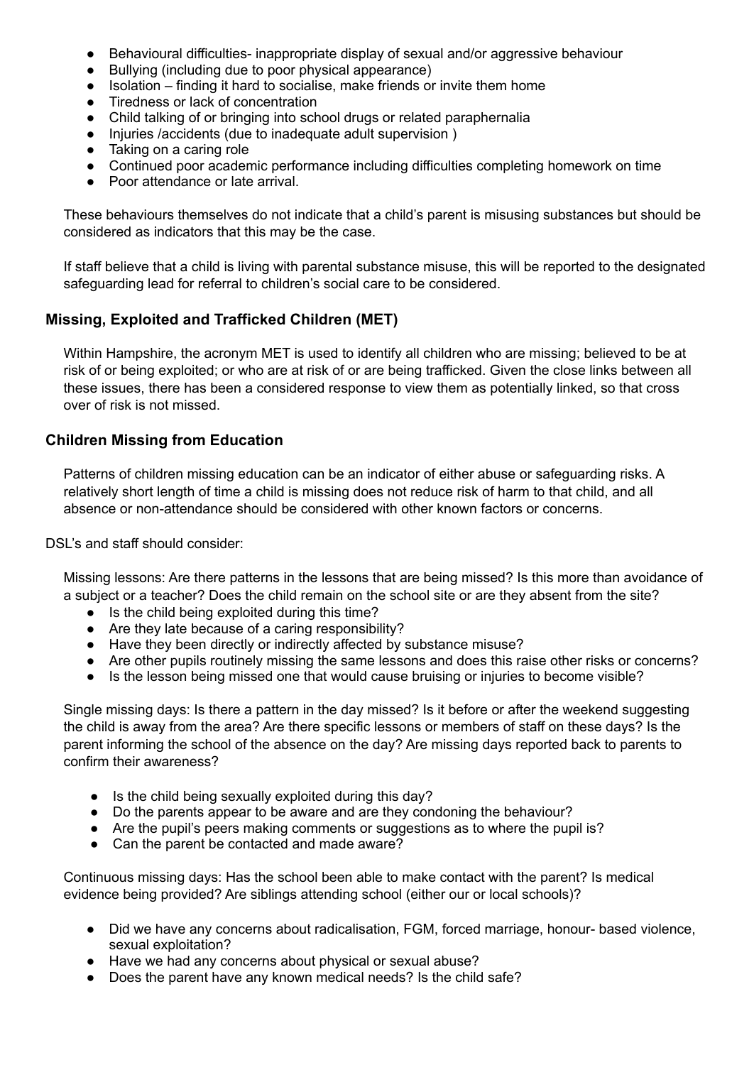- Behavioural difficulties- inappropriate display of sexual and/or aggressive behaviour
- Bullying (including due to poor physical appearance)
- Isolation – finding it hard to socialise, make friends or invite them home
- Tiredness or lack of concentration
- Child talking of or bringing into school drugs or related paraphernalia
- Injuries /accidents (due to inadequate adult supervision )
- Taking on a caring role
- Continued poor academic performance including difficulties completing homework on time
- Poor attendance or late arrival.

These behaviours themselves do not indicate that a child's parent is misusing substances but should be considered as indicators that this may be the case.

If staff believe that a child is living with parental substance misuse, this will be reported to the designated safeguarding lead for referral to children's social care to be considered.

### Missing, Exploited and Trafficked Children (MET)

Within Hampshire, the acronym MET is used to identify all children who are missing; believed to be at risk of or being exploited; or who are at risk of or are being trafficked. Given the close links between all these issues, there has been a considered response to view them as potentially linked, so that cross over of risk is not missed.

### Children Missing from Education

Patterns of children missing education can be an indicator of either abuse or safeguarding risks. A relatively short length of time a child is missing does not reduce risk of harm to that child, and all absence or non-attendance should be considered with other known factors or concerns.

DSL's and staff should consider:

Missing lessons: Are there patterns in the lessons that are being missed? Is this more than avoidance of a subject or a teacher? Does the child remain on the school site or are they absent from the site?

- Is the child being exploited during this time?
- Are they late because of a caring responsibility?
- Have they been directly or indirectly affected by substance misuse?
- Are other pupils routinely missing the same lessons and does this raise other risks or concerns?
- Is the lesson being missed one that would cause bruising or injuries to become visible?

Single missing days: Is there a pattern in the day missed? Is it before or after the weekend suggesting the child is away from the area? Are there specific lessons or members of staff on these days? Is the parent informing the school of the absence on the day? Are missing days reported back to parents to confirm their awareness?

- Is the child being sexually exploited during this day?
- Do the parents appear to be aware and are they condoning the behaviour?
- Are the pupil's peers making comments or suggestions as to where the pupil is?
- Can the parent be contacted and made aware?

Continuous missing days: Has the school been able to make contact with the parent? Is medical evidence being provided? Are siblings attending school (either our or local schools)?

- Did we have any concerns about radicalisation, FGM, forced marriage, honour- based violence, sexual exploitation?
- Have we had any concerns about physical or sexual abuse?
- Does the parent have any known medical needs? Is the child safe?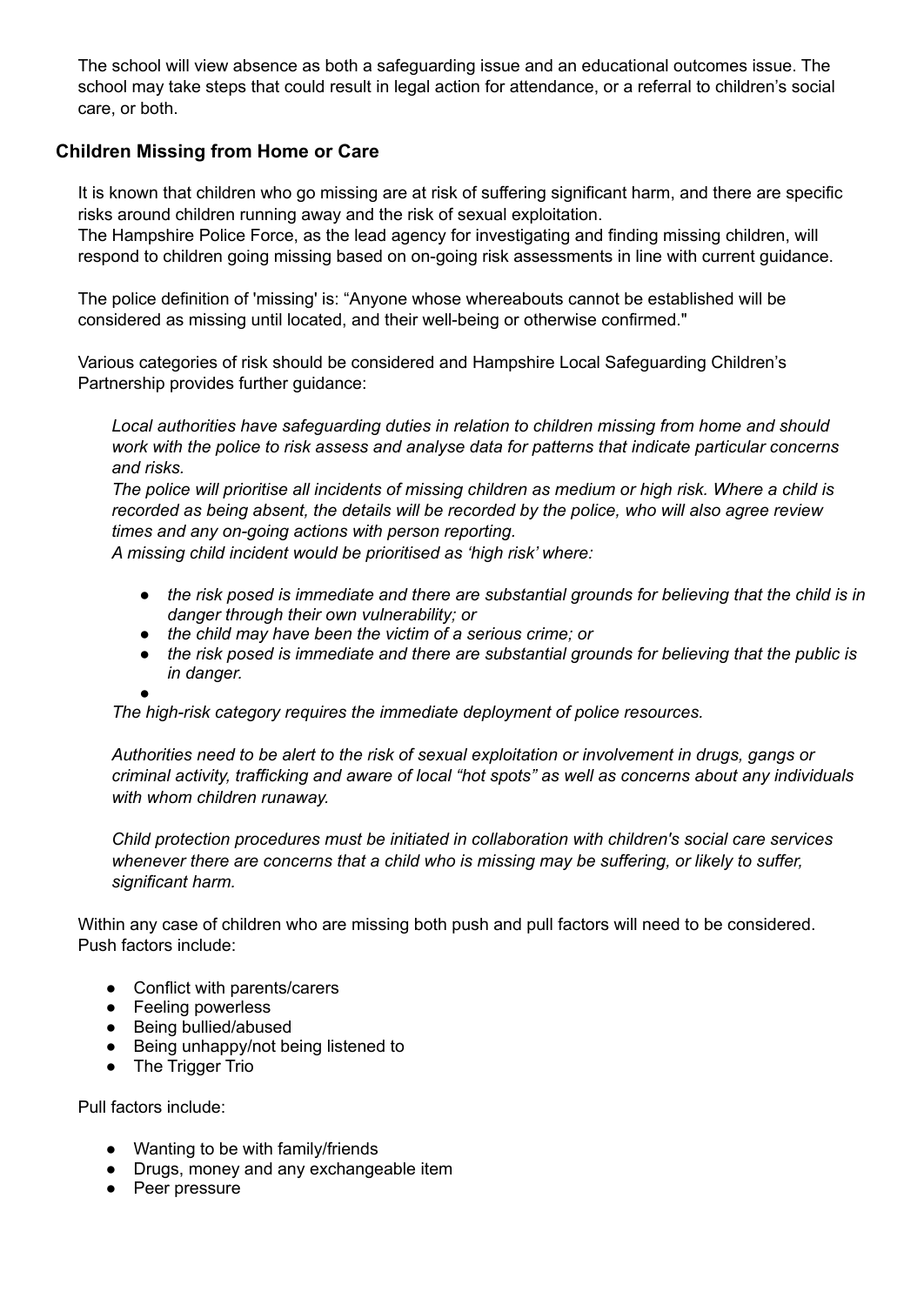The school will view absence as both a safeguarding issue and an educational outcomes issue. The school may take steps that could result in legal action for attendance, or a referral to children's social care, or both.

## Children Missing from Home or Care

It is known that children who go missing are at risk of suffering significant harm, and there are specific risks around children running away and the risk of sexual exploitation.
The Hampshire Police Force, as the lead agency for investigating and finding missing children, will respond to children going missing based on on-going risk assessments in line with current guidance.

The police definition of 'missing' is: "Anyone whose whereabouts cannot be established will be considered as missing until located, and their well-being or otherwise confirmed."

Various categories of risk should be considered and Hampshire Local Safeguarding Children's Partnership provides further guidance:

*Local authorities have safeguarding duties in relation to children missing from home and should work with the police to risk assess and analyse data for patterns that indicate particular concerns and risks.*
*The police will prioritise all incidents of missing children as medium or high risk. Where a child is recorded as being absent, the details will be recorded by the police, who will also agree review times and any on-going actions with person reporting.*
*A missing child incident would be prioritised as 'high risk' where:*

- *the risk posed is immediate and there are substantial grounds for believing that the child is in danger through their own vulnerability; or*
- *the child may have been the victim of a serious crime; or*
- *the risk posed is immediate and there are substantial grounds for believing that the public is in danger.*

*The high-risk category requires the immediate deployment of police resources.*

*Authorities need to be alert to the risk of sexual exploitation or involvement in drugs, gangs or criminal activity, trafficking and aware of local "hot spots" as well as concerns about any individuals with whom children runaway.*

*Child protection procedures must be initiated in collaboration with children's social care services whenever there are concerns that a child who is missing may be suffering, or likely to suffer, significant harm.*

Within any case of children who are missing both push and pull factors will need to be considered.
Push factors include:

- Conflict with parents/carers
- Feeling powerless
- Being bullied/abused
- Being unhappy/not being listened to
- The Trigger Trio

Pull factors include:

- Wanting to be with family/friends
- Drugs, money and any exchangeable item
- Peer pressure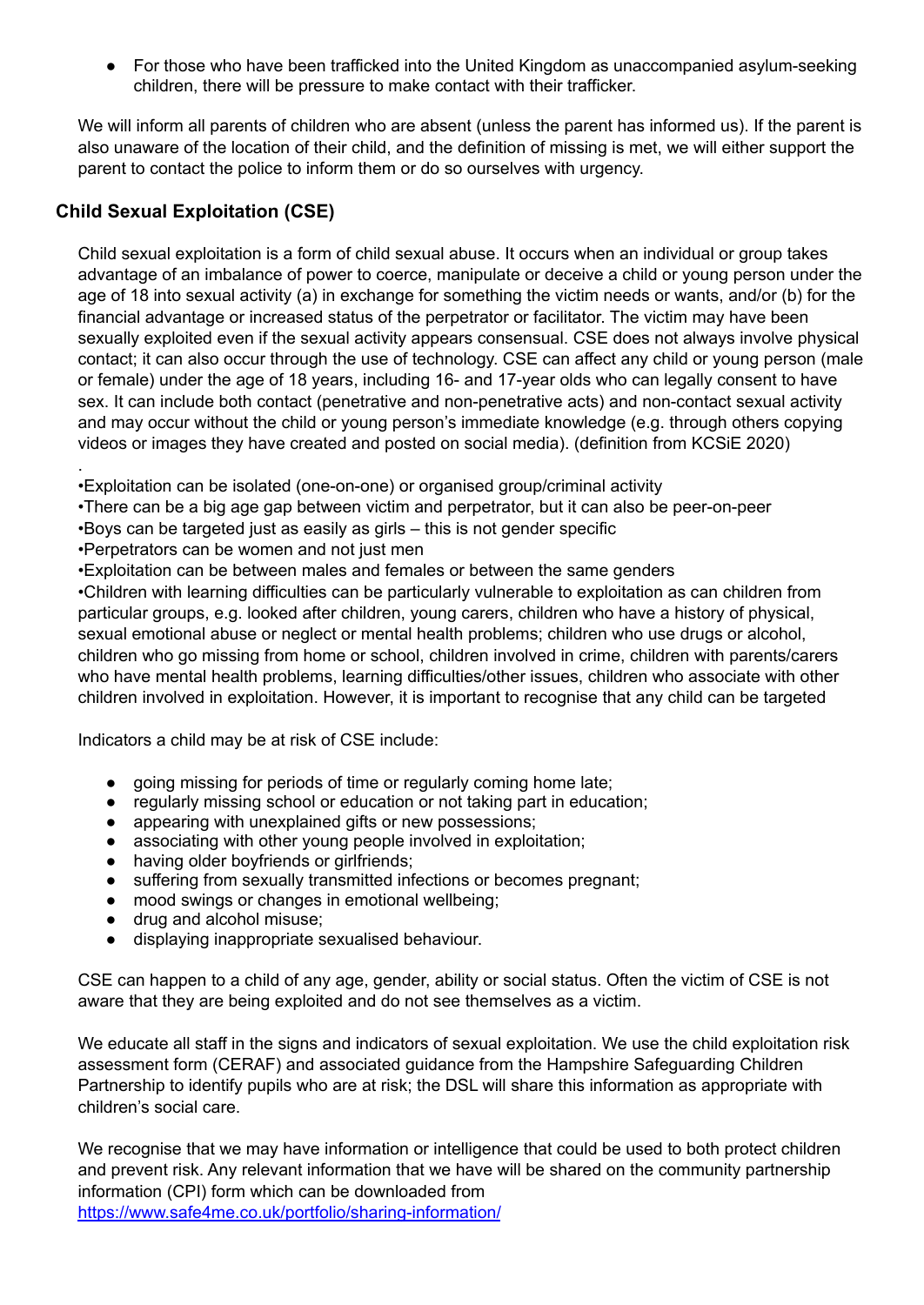- For those who have been trafficked into the United Kingdom as unaccompanied asylum-seeking children, there will be pressure to make contact with their trafficker.

We will inform all parents of children who are absent (unless the parent has informed us). If the parent is also unaware of the location of their child, and the definition of missing is met, we will either support the parent to contact the police to inform them or do so ourselves with urgency.

## Child Sexual Exploitation (CSE)

Child sexual exploitation is a form of child sexual abuse. It occurs when an individual or group takes advantage of an imbalance of power to coerce, manipulate or deceive a child or young person under the age of 18 into sexual activity (a) in exchange for something the victim needs or wants, and/or (b) for the financial advantage or increased status of the perpetrator or facilitator. The victim may have been sexually exploited even if the sexual activity appears consensual. CSE does not always involve physical contact; it can also occur through the use of technology. CSE can affect any child or young person (male or female) under the age of 18 years, including 16- and 17-year olds who can legally consent to have sex. It can include both contact (penetrative and non-penetrative acts) and non-contact sexual activity and may occur without the child or young person's immediate knowledge (e.g. through others copying videos or images they have created and posted on social media). (definition from KCSiE 2020)

.

•Exploitation can be isolated (one-on-one) or organised group/criminal activity
•There can be a big age gap between victim and perpetrator, but it can also be peer-on-peer
•Boys can be targeted just as easily as girls – this is not gender specific
•Perpetrators can be women and not just men
•Exploitation can be between males and females or between the same genders
•Children with learning difficulties can be particularly vulnerable to exploitation as can children from particular groups, e.g. looked after children, young carers, children who have a history of physical, sexual emotional abuse or neglect or mental health problems; children who use drugs or alcohol, children who go missing from home or school, children involved in crime, children with parents/carers who have mental health problems, learning difficulties/other issues, children who associate with other children involved in exploitation. However, it is important to recognise that any child can be targeted

Indicators a child may be at risk of CSE include:

- going missing for periods of time or regularly coming home late;
- regularly missing school or education or not taking part in education;
- appearing with unexplained gifts or new possessions;
- associating with other young people involved in exploitation;
- having older boyfriends or girlfriends;
- suffering from sexually transmitted infections or becomes pregnant;
- mood swings or changes in emotional wellbeing;
- drug and alcohol misuse;
- displaying inappropriate sexualised behaviour.

CSE can happen to a child of any age, gender, ability or social status. Often the victim of CSE is not aware that they are being exploited and do not see themselves as a victim.

We educate all staff in the signs and indicators of sexual exploitation. We use the child exploitation risk assessment form (CERAF) and associated guidance from the Hampshire Safeguarding Children Partnership to identify pupils who are at risk; the DSL will share this information as appropriate with children's social care.

We recognise that we may have information or intelligence that could be used to both protect children and prevent risk. Any relevant information that we have will be shared on the community partnership information (CPI) form which can be downloaded from
https://www.safe4me.co.uk/portfolio/sharing-information/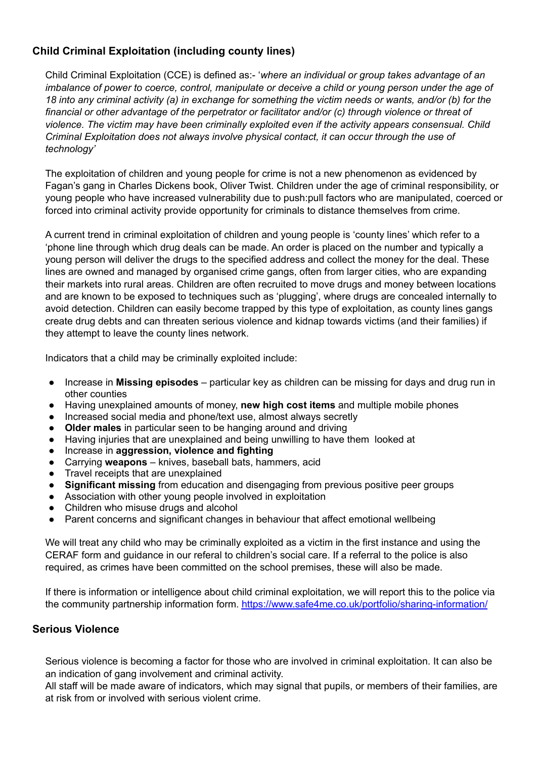## Child Criminal Exploitation (including county lines)

Child Criminal Exploitation (CCE) is defined as:- '*where an individual or group takes advantage of an imbalance of power to coerce, control, manipulate or deceive a child or young person under the age of 18 into any criminal activity (a) in exchange for something the victim needs or wants, and/or (b) for the financial or other advantage of the perpetrator or facilitator and/or (c) through violence or threat of violence. The victim may have been criminally exploited even if the activity appears consensual. Child Criminal Exploitation does not always involve physical contact, it can occur through the use of technology*'

The exploitation of children and young people for crime is not a new phenomenon as evidenced by Fagan's gang in Charles Dickens book, Oliver Twist. Children under the age of criminal responsibility, or young people who have increased vulnerability due to push:pull factors who are manipulated, coerced or forced into criminal activity provide opportunity for criminals to distance themselves from crime.

A current trend in criminal exploitation of children and young people is 'county lines' which refer to a 'phone line through which drug deals can be made. An order is placed on the number and typically a young person will deliver the drugs to the specified address and collect the money for the deal. These lines are owned and managed by organised crime gangs, often from larger cities, who are expanding their markets into rural areas. Children are often recruited to move drugs and money between locations and are known to be exposed to techniques such as 'plugging', where drugs are concealed internally to avoid detection. Children can easily become trapped by this type of exploitation, as county lines gangs create drug debts and can threaten serious violence and kidnap towards victims (and their families) if they attempt to leave the county lines network.

Indicators that a child may be criminally exploited include:

- Increase in **Missing episodes** – particular key as children can be missing for days and drug run in other counties
- Having unexplained amounts of money, **new high cost items** and multiple mobile phones
- Increased social media and phone/text use, almost always secretly
- **Older males** in particular seen to be hanging around and driving
- Having injuries that are unexplained and being unwilling to have them looked at
- Increase in **aggression, violence and fighting**
- Carrying **weapons** – knives, baseball bats, hammers, acid
- Travel receipts that are unexplained
- **Significant missing** from education and disengaging from previous positive peer groups
- Association with other young people involved in exploitation
- Children who misuse drugs and alcohol
- Parent concerns and significant changes in behaviour that affect emotional wellbeing

We will treat any child who may be criminally exploited as a victim in the first instance and using the CERAF form and guidance in our referal to children's social care. If a referral to the police is also required, as crimes have been committed on the school premises, these will also be made.

If there is information or intelligence about child criminal exploitation, we will report this to the police via the community partnership information form. [https://www.safe4me.co.uk/portfolio/sharing-information/](https://www.safe4me.co.uk/portfolio/sharing-information/)

## Serious Violence

Serious violence is becoming a factor for those who are involved in criminal exploitation. It can also be an indication of gang involvement and criminal activity.
All staff will be made aware of indicators, which may signal that pupils, or members of their families, are at risk from or involved with serious violent crime.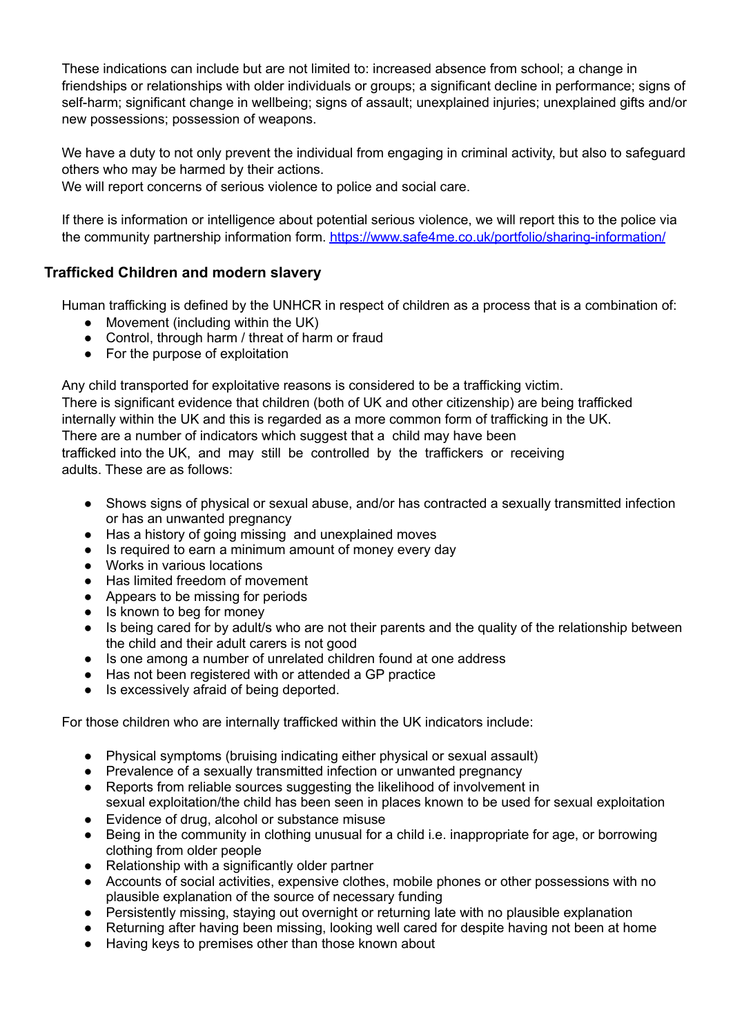These indications can include but are not limited to: increased absence from school; a change in friendships or relationships with older individuals or groups; a significant decline in performance; signs of self-harm; significant change in wellbeing; signs of assault; unexplained injuries; unexplained gifts and/or new possessions; possession of weapons.

We have a duty to not only prevent the individual from engaging in criminal activity, but also to safeguard others who may be harmed by their actions.
We will report concerns of serious violence to police and social care.

If there is information or intelligence about potential serious violence, we will report this to the police via the community partnership information form. [https://www.safe4me.co.uk/portfolio/sharing-information/](https://www.safe4me.co.uk/portfolio/sharing-information/)

### Trafficked Children and modern slavery

Human trafficking is defined by the UNHCR in respect of children as a process that is a combination of:

- Movement (including within the UK)
- Control, through harm / threat of harm or fraud
- For the purpose of exploitation

Any child transported for exploitative reasons is considered to be a trafficking victim.
There is significant evidence that children (both of UK and other citizenship) are being trafficked internally within the UK and this is regarded as a more common form of trafficking in the UK.
There are a number of indicators which suggest that a child may have been trafficked into the UK, and may still be controlled by the traffickers or receiving adults. These are as follows:

- Shows signs of physical or sexual abuse, and/or has contracted a sexually transmitted infection or has an unwanted pregnancy
- Has a history of going missing and unexplained moves
- Is required to earn a minimum amount of money every day
- Works in various locations
- Has limited freedom of movement
- Appears to be missing for periods
- Is known to beg for money
- Is being cared for by adult/s who are not their parents and the quality of the relationship between the child and their adult carers is not good
- Is one among a number of unrelated children found at one address
- Has not been registered with or attended a GP practice
- Is excessively afraid of being deported.

For those children who are internally trafficked within the UK indicators include:

- Physical symptoms (bruising indicating either physical or sexual assault)
- Prevalence of a sexually transmitted infection or unwanted pregnancy
- Reports from reliable sources suggesting the likelihood of involvement in sexual exploitation/the child has been seen in places known to be used for sexual exploitation
- Evidence of drug, alcohol or substance misuse
- Being in the community in clothing unusual for a child i.e. inappropriate for age, or borrowing clothing from older people
- Relationship with a significantly older partner
- Accounts of social activities, expensive clothes, mobile phones or other possessions with no plausible explanation of the source of necessary funding
- Persistently missing, staying out overnight or returning late with no plausible explanation
- Returning after having been missing, looking well cared for despite having not been at home
- Having keys to premises other than those known about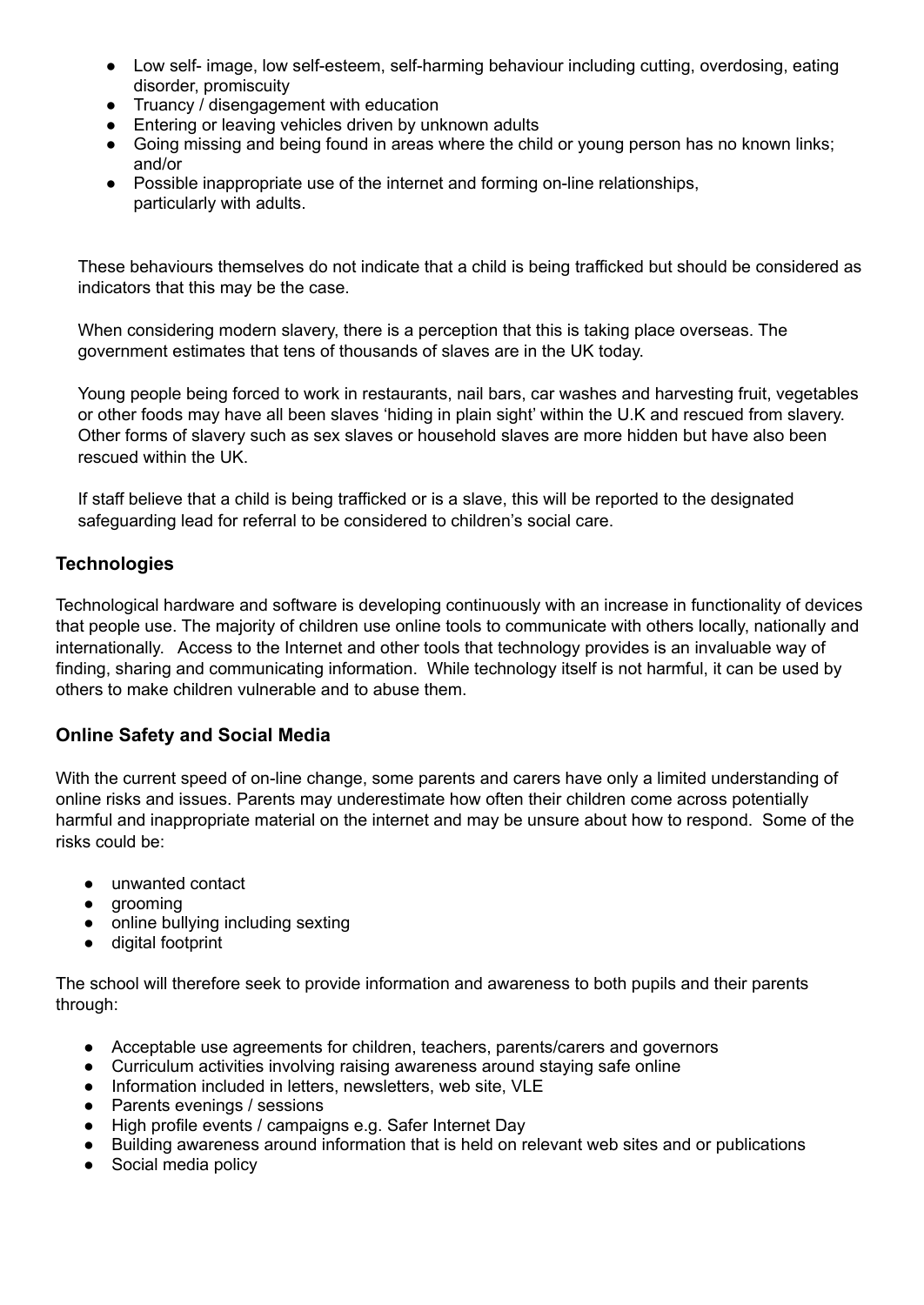- Low self- image, low self-esteem, self-harming behaviour including cutting, overdosing, eating disorder, promiscuity
- Truancy / disengagement with education
- Entering or leaving vehicles driven by unknown adults
- Going missing and being found in areas where the child or young person has no known links; and/or
- Possible inappropriate use of the internet and forming on-line relationships, particularly with adults.

These behaviours themselves do not indicate that a child is being trafficked but should be considered as indicators that this may be the case.

When considering modern slavery, there is a perception that this is taking place overseas. The government estimates that tens of thousands of slaves are in the UK today.

Young people being forced to work in restaurants, nail bars, car washes and harvesting fruit, vegetables or other foods may have all been slaves 'hiding in plain sight' within the U.K and rescued from slavery. Other forms of slavery such as sex slaves or household slaves are more hidden but have also been rescued within the UK.

If staff believe that a child is being trafficked or is a slave, this will be reported to the designated safeguarding lead for referral to be considered to children's social care.

### Technologies

Technological hardware and software is developing continuously with an increase in functionality of devices that people use. The majority of children use online tools to communicate with others locally, nationally and internationally. Access to the Internet and other tools that technology provides is an invaluable way of finding, sharing and communicating information. While technology itself is not harmful, it can be used by others to make children vulnerable and to abuse them.

### Online Safety and Social Media

With the current speed of on-line change, some parents and carers have only a limited understanding of online risks and issues. Parents may underestimate how often their children come across potentially harmful and inappropriate material on the internet and may be unsure about how to respond. Some of the risks could be:

- unwanted contact
- grooming
- online bullying including sexting
- digital footprint

The school will therefore seek to provide information and awareness to both pupils and their parents through:

- Acceptable use agreements for children, teachers, parents/carers and governors
- Curriculum activities involving raising awareness around staying safe online
- Information included in letters, newsletters, web site, VLE
- Parents evenings / sessions
- High profile events / campaigns e.g. Safer Internet Day
- Building awareness around information that is held on relevant web sites and or publications
- Social media policy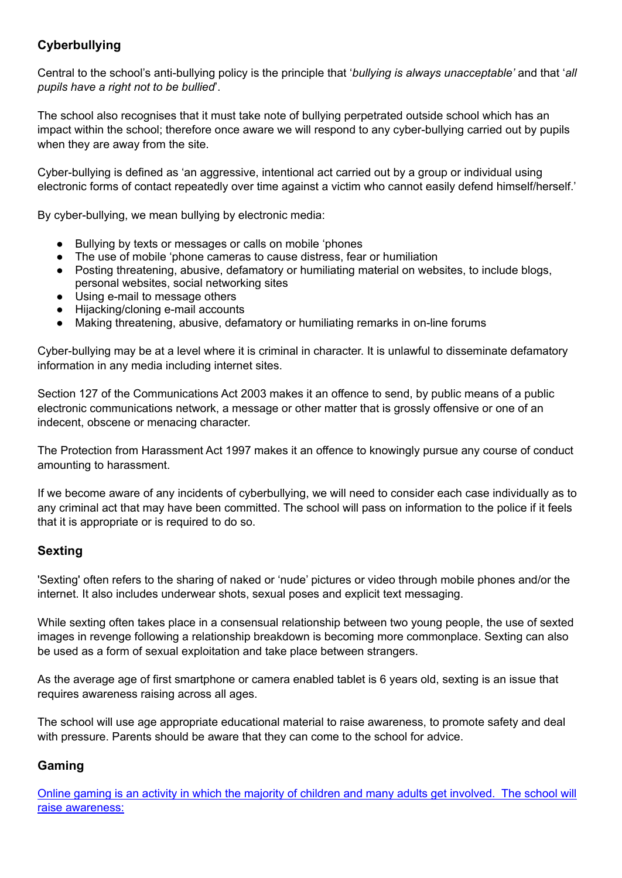## Cyberbullying

Central to the school's anti-bullying policy is the principle that '*bullying is always unacceptable'* and that '*all pupils have a right not to be bullied*'.

The school also recognises that it must take note of bullying perpetrated outside school which has an impact within the school; therefore once aware we will respond to any cyber-bullying carried out by pupils when they are away from the site.

Cyber-bullying is defined as 'an aggressive, intentional act carried out by a group or individual using electronic forms of contact repeatedly over time against a victim who cannot easily defend himself/herself.'

By cyber-bullying, we mean bullying by electronic media:

- Bullying by texts or messages or calls on mobile 'phones
- The use of mobile 'phone cameras to cause distress, fear or humiliation
- Posting threatening, abusive, defamatory or humiliating material on websites, to include blogs, personal websites, social networking sites
- Using e-mail to message others
- Hijacking/cloning e-mail accounts
- Making threatening, abusive, defamatory or humiliating remarks in on-line forums

Cyber-bullying may be at a level where it is criminal in character. It is unlawful to disseminate defamatory information in any media including internet sites.

Section 127 of the Communications Act 2003 makes it an offence to send, by public means of a public electronic communications network, a message or other matter that is grossly offensive or one of an indecent, obscene or menacing character.

The Protection from Harassment Act 1997 makes it an offence to knowingly pursue any course of conduct amounting to harassment.

If we become aware of any incidents of cyberbullying, we will need to consider each case individually as to any criminal act that may have been committed. The school will pass on information to the police if it feels that it is appropriate or is required to do so.

## Sexting

'Sexting' often refers to the sharing of naked or 'nude' pictures or video through mobile phones and/or the internet. It also includes underwear shots, sexual poses and explicit text messaging.

While sexting often takes place in a consensual relationship between two young people, the use of sexted images in revenge following a relationship breakdown is becoming more commonplace. Sexting can also be used as a form of sexual exploitation and take place between strangers.

As the average age of first smartphone or camera enabled tablet is 6 years old, sexting is an issue that requires awareness raising across all ages.

The school will use age appropriate educational material to raise awareness, to promote safety and deal with pressure. Parents should be aware that they can come to the school for advice.

## Gaming

Online gaming is an activity in which the majority of children and many adults get involved. The school will raise awareness: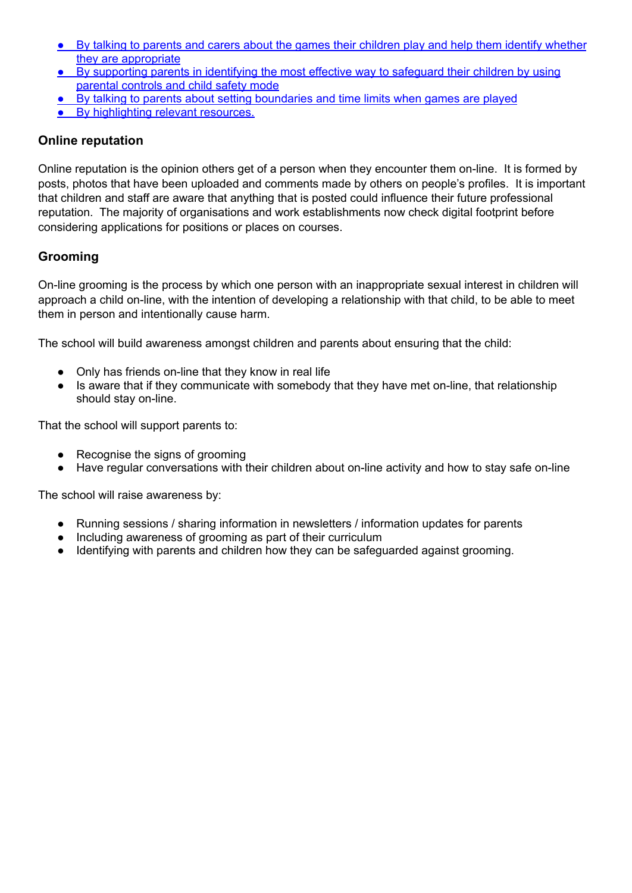- By talking to parents and carers about the games their children play and help them identify whether they are appropriate
- By supporting parents in identifying the most effective way to safeguard their children by using parental controls and child safety mode
- By talking to parents about setting boundaries and time limits when games are played
- By highlighting relevant resources.

### Online reputation

Online reputation is the opinion others get of a person when they encounter them on-line. It is formed by posts, photos that have been uploaded and comments made by others on people's profiles. It is important that children and staff are aware that anything that is posted could influence their future professional reputation. The majority of organisations and work establishments now check digital footprint before considering applications for positions or places on courses.

### Grooming

On-line grooming is the process by which one person with an inappropriate sexual interest in children will approach a child on-line, with the intention of developing a relationship with that child, to be able to meet them in person and intentionally cause harm.

The school will build awareness amongst children and parents about ensuring that the child:

- Only has friends on-line that they know in real life
- Is aware that if they communicate with somebody that they have met on-line, that relationship should stay on-line.

That the school will support parents to:

- Recognise the signs of grooming
- Have regular conversations with their children about on-line activity and how to stay safe on-line

The school will raise awareness by:

- Running sessions / sharing information in newsletters / information updates for parents
- Including awareness of grooming as part of their curriculum
- Identifying with parents and children how they can be safeguarded against grooming.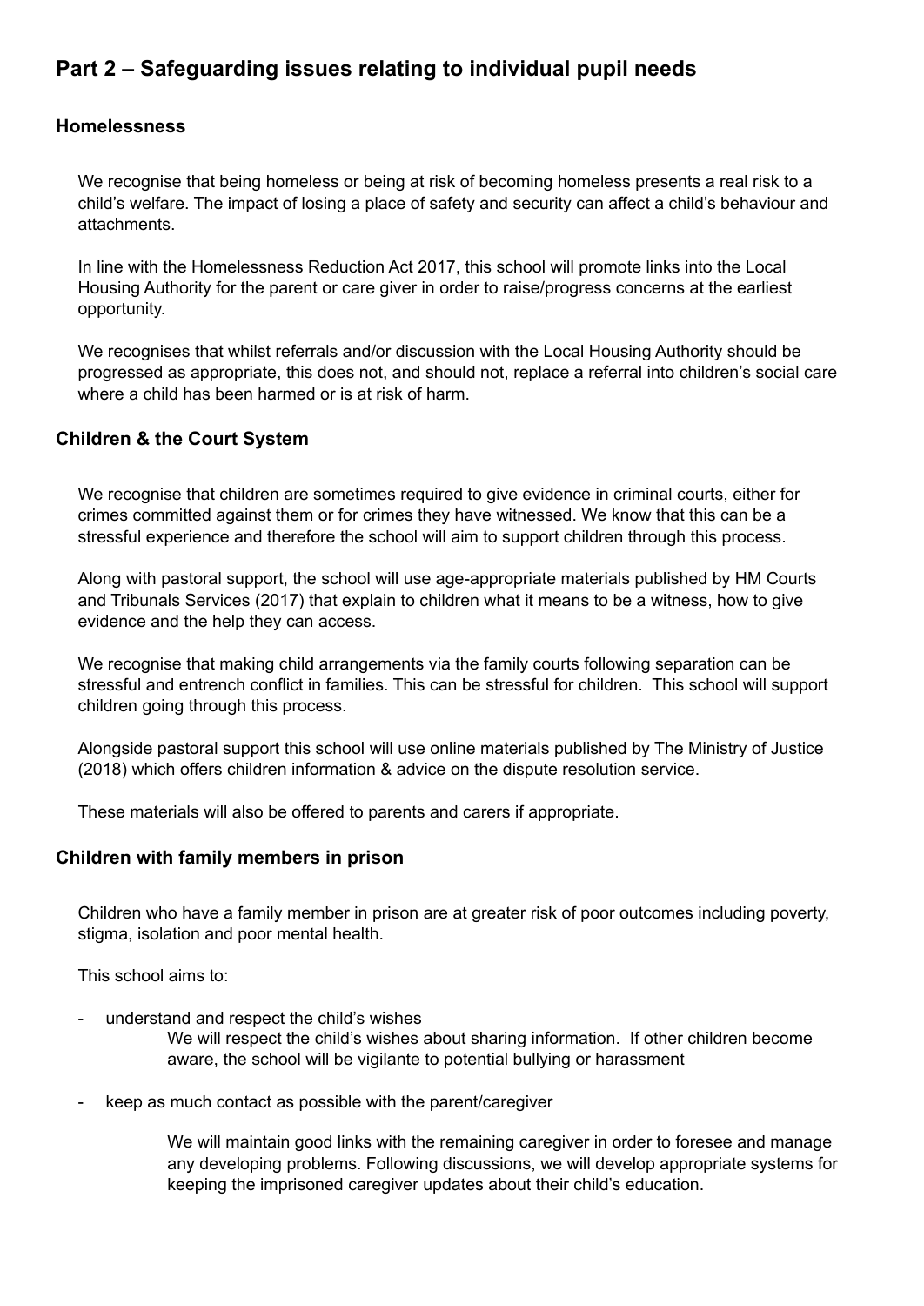## Part 2 – Safeguarding issues relating to individual pupil needs

### Homelessness

We recognise that being homeless or being at risk of becoming homeless presents a real risk to a child's welfare. The impact of losing a place of safety and security can affect a child's behaviour and attachments.

In line with the Homelessness Reduction Act 2017, this school will promote links into the Local Housing Authority for the parent or care giver in order to raise/progress concerns at the earliest opportunity.

We recognises that whilst referrals and/or discussion with the Local Housing Authority should be progressed as appropriate, this does not, and should not, replace a referral into children's social care where a child has been harmed or is at risk of harm.

### Children & the Court System

We recognise that children are sometimes required to give evidence in criminal courts, either for crimes committed against them or for crimes they have witnessed. We know that this can be a stressful experience and therefore the school will aim to support children through this process.

Along with pastoral support, the school will use age-appropriate materials published by HM Courts and Tribunals Services (2017) that explain to children what it means to be a witness, how to give evidence and the help they can access.

We recognise that making child arrangements via the family courts following separation can be stressful and entrench conflict in families. This can be stressful for children. This school will support children going through this process.

Alongside pastoral support this school will use online materials published by The Ministry of Justice (2018) which offers children information & advice on the dispute resolution service.

These materials will also be offered to parents and carers if appropriate.

### Children with family members in prison

Children who have a family member in prison are at greater risk of poor outcomes including poverty, stigma, isolation and poor mental health.

This school aims to:

- understand and respect the child's wishes

  We will respect the child's wishes about sharing information. If other children become aware, the school will be vigilante to potential bullying or harassment

- keep as much contact as possible with the parent/caregiver

  We will maintain good links with the remaining caregiver in order to foresee and manage any developing problems. Following discussions, we will develop appropriate systems for keeping the imprisoned caregiver updates about their child's education.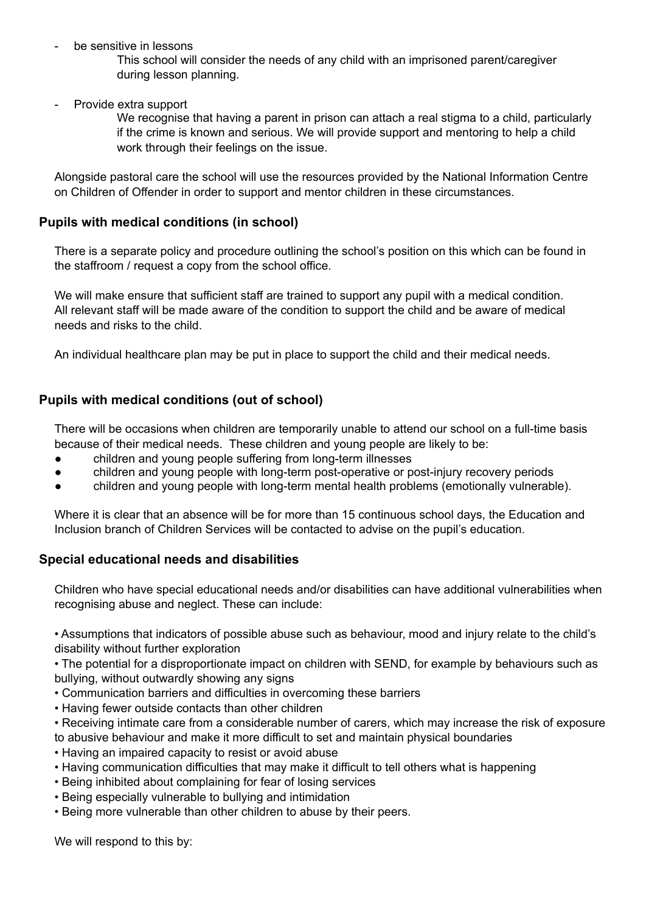- be sensitive in lessons

    This school will consider the needs of any child with an imprisoned parent/caregiver during lesson planning.

- Provide extra support

    We recognise that having a parent in prison can attach a real stigma to a child, particularly if the crime is known and serious. We will provide support and mentoring to help a child work through their feelings on the issue.

Alongside pastoral care the school will use the resources provided by the National Information Centre on Children of Offender in order to support and mentor children in these circumstances.

### Pupils with medical conditions (in school)

There is a separate policy and procedure outlining the school's position on this which can be found in the staffroom / request a copy from the school office.

We will make ensure that sufficient staff are trained to support any pupil with a medical condition. All relevant staff will be made aware of the condition to support the child and be aware of medical needs and risks to the child.

An individual healthcare plan may be put in place to support the child and their medical needs.

### Pupils with medical conditions (out of school)

There will be occasions when children are temporarily unable to attend our school on a full-time basis because of their medical needs. These children and young people are likely to be:

- children and young people suffering from long-term illnesses
- children and young people with long-term post-operative or post-injury recovery periods
- children and young people with long-term mental health problems (emotionally vulnerable).

Where it is clear that an absence will be for more than 15 continuous school days, the Education and Inclusion branch of Children Services will be contacted to advise on the pupil's education.

### Special educational needs and disabilities

Children who have special educational needs and/or disabilities can have additional vulnerabilities when recognising abuse and neglect. These can include:

- Assumptions that indicators of possible abuse such as behaviour, mood and injury relate to the child's disability without further exploration
- The potential for a disproportionate impact on children with SEND, for example by behaviours such as bullying, without outwardly showing any signs
- Communication barriers and difficulties in overcoming these barriers
- Having fewer outside contacts than other children
- Receiving intimate care from a considerable number of carers, which may increase the risk of exposure to abusive behaviour and make it more difficult to set and maintain physical boundaries
- Having an impaired capacity to resist or avoid abuse
- Having communication difficulties that may make it difficult to tell others what is happening
- Being inhibited about complaining for fear of losing services
- Being especially vulnerable to bullying and intimidation
- Being more vulnerable than other children to abuse by their peers.

We will respond to this by: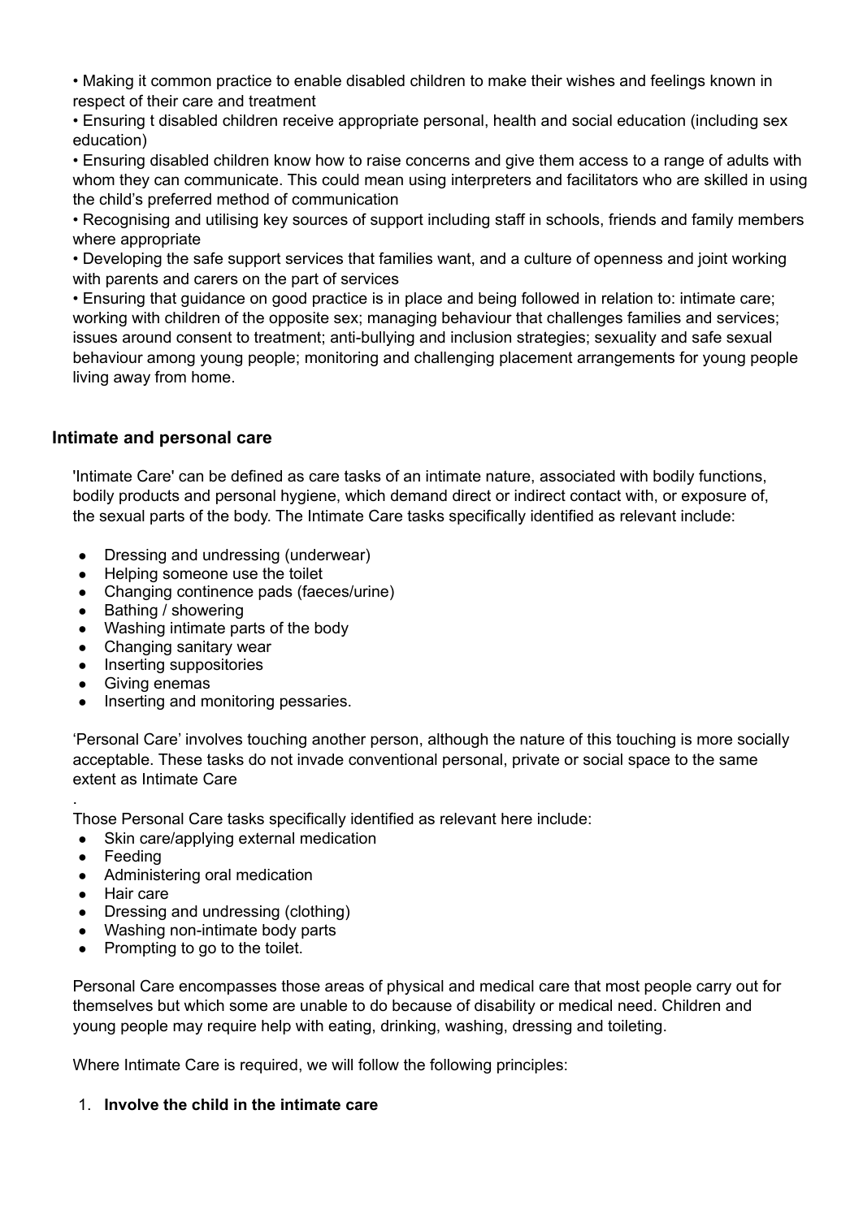• Making it common practice to enable disabled children to make their wishes and feelings known in respect of their care and treatment

• Ensuring t disabled children receive appropriate personal, health and social education (including sex education)

• Ensuring disabled children know how to raise concerns and give them access to a range of adults with whom they can communicate. This could mean using interpreters and facilitators who are skilled in using the child's preferred method of communication

• Recognising and utilising key sources of support including staff in schools, friends and family members where appropriate

• Developing the safe support services that families want, and a culture of openness and joint working with parents and carers on the part of services

• Ensuring that guidance on good practice is in place and being followed in relation to: intimate care; working with children of the opposite sex; managing behaviour that challenges families and services; issues around consent to treatment; anti-bullying and inclusion strategies; sexuality and safe sexual behaviour among young people; monitoring and challenging placement arrangements for young people living away from home.

### Intimate and personal care

'Intimate Care' can be defined as care tasks of an intimate nature, associated with bodily functions, bodily products and personal hygiene, which demand direct or indirect contact with, or exposure of, the sexual parts of the body. The Intimate Care tasks specifically identified as relevant include:

- Dressing and undressing (underwear)
- Helping someone use the toilet
- Changing continence pads (faeces/urine)
- Bathing / showering
- Washing intimate parts of the body
- Changing sanitary wear
- Inserting suppositories
- Giving enemas
- Inserting and monitoring pessaries.

'Personal Care' involves touching another person, although the nature of this touching is more socially acceptable. These tasks do not invade conventional personal, private or social space to the same extent as Intimate Care

.
Those Personal Care tasks specifically identified as relevant here include:

- Skin care/applying external medication
- Feeding
- Administering oral medication
- Hair care
- Dressing and undressing (clothing)
- Washing non-intimate body parts
- Prompting to go to the toilet.

Personal Care encompasses those areas of physical and medical care that most people carry out for themselves but which some are unable to do because of disability or medical need. Children and young people may require help with eating, drinking, washing, dressing and toileting.

Where Intimate Care is required, we will follow the following principles:

1. **Involve the child in the intimate care**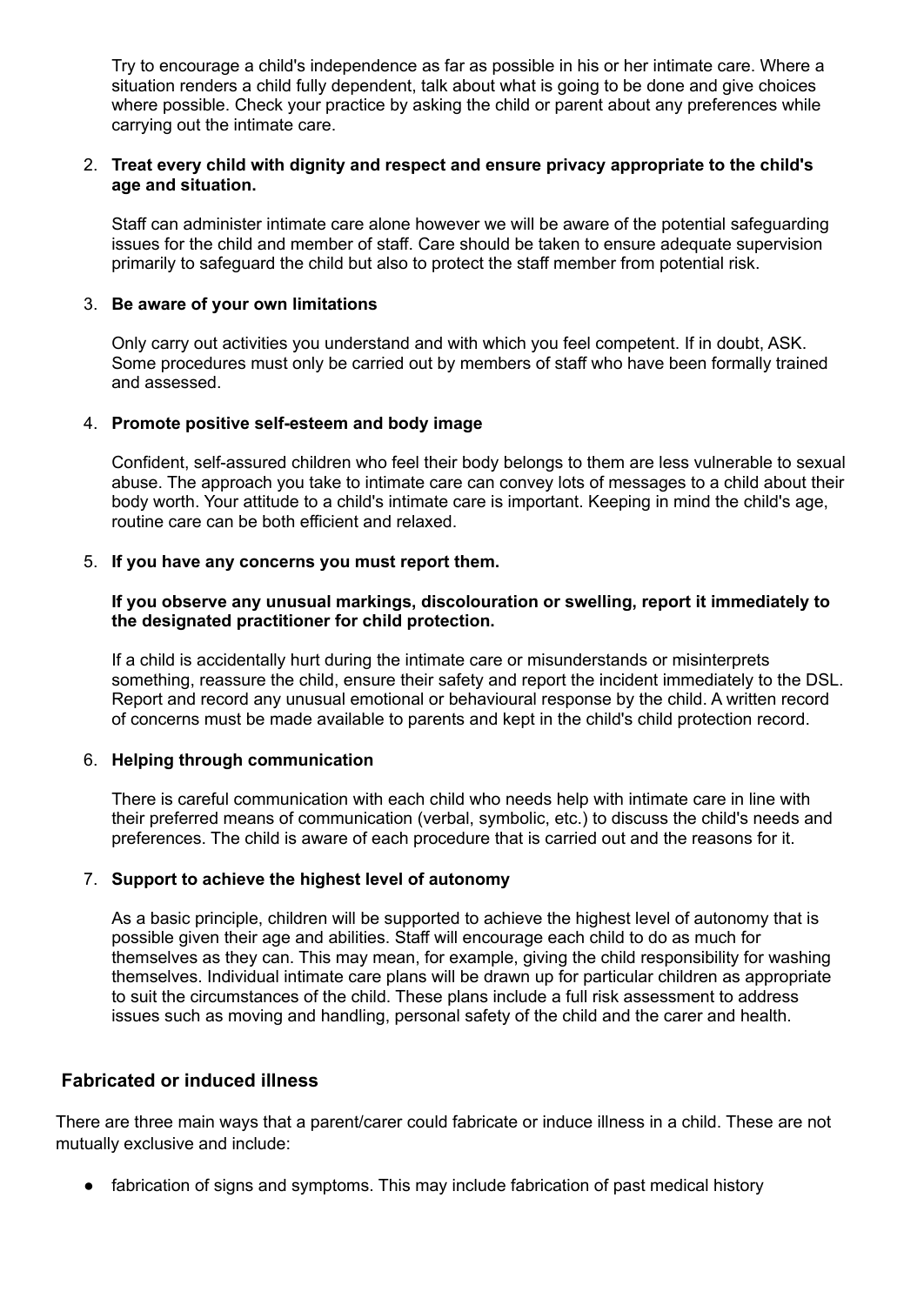Try to encourage a child's independence as far as possible in his or her intimate care. Where a situation renders a child fully dependent, talk about what is going to be done and give choices where possible. Check your practice by asking the child or parent about any preferences while carrying out the intimate care.

2. **Treat every child with dignity and respect and ensure privacy appropriate to the child's age and situation.**

   Staff can administer intimate care alone however we will be aware of the potential safeguarding issues for the child and member of staff. Care should be taken to ensure adequate supervision primarily to safeguard the child but also to protect the staff member from potential risk.

3. **Be aware of your own limitations**

   Only carry out activities you understand and with which you feel competent. If in doubt, ASK. Some procedures must only be carried out by members of staff who have been formally trained and assessed.

4. **Promote positive self-esteem and body image**

   Confident, self-assured children who feel their body belongs to them are less vulnerable to sexual abuse. The approach you take to intimate care can convey lots of messages to a child about their body worth. Your attitude to a child's intimate care is important. Keeping in mind the child's age, routine care can be both efficient and relaxed.

5. **If you have any concerns you must report them.**

   **If you observe any unusual markings, discolouration or swelling, report it immediately to the designated practitioner for child protection.**

   If a child is accidentally hurt during the intimate care or misunderstands or misinterprets something, reassure the child, ensure their safety and report the incident immediately to the DSL. Report and record any unusual emotional or behavioural response by the child. A written record of concerns must be made available to parents and kept in the child's child protection record.

6. **Helping through communication**

   There is careful communication with each child who needs help with intimate care in line with their preferred means of communication (verbal, symbolic, etc.) to discuss the child's needs and preferences. The child is aware of each procedure that is carried out and the reasons for it.

7. **Support to achieve the highest level of autonomy**

   As a basic principle, children will be supported to achieve the highest level of autonomy that is possible given their age and abilities. Staff will encourage each child to do as much for themselves as they can. This may mean, for example, giving the child responsibility for washing themselves. Individual intimate care plans will be drawn up for particular children as appropriate to suit the circumstances of the child. These plans include a full risk assessment to address issues such as moving and handling, personal safety of the child and the carer and health.

## Fabricated or induced illness

There are three main ways that a parent/carer could fabricate or induce illness in a child. These are not mutually exclusive and include:

- fabrication of signs and symptoms. This may include fabrication of past medical history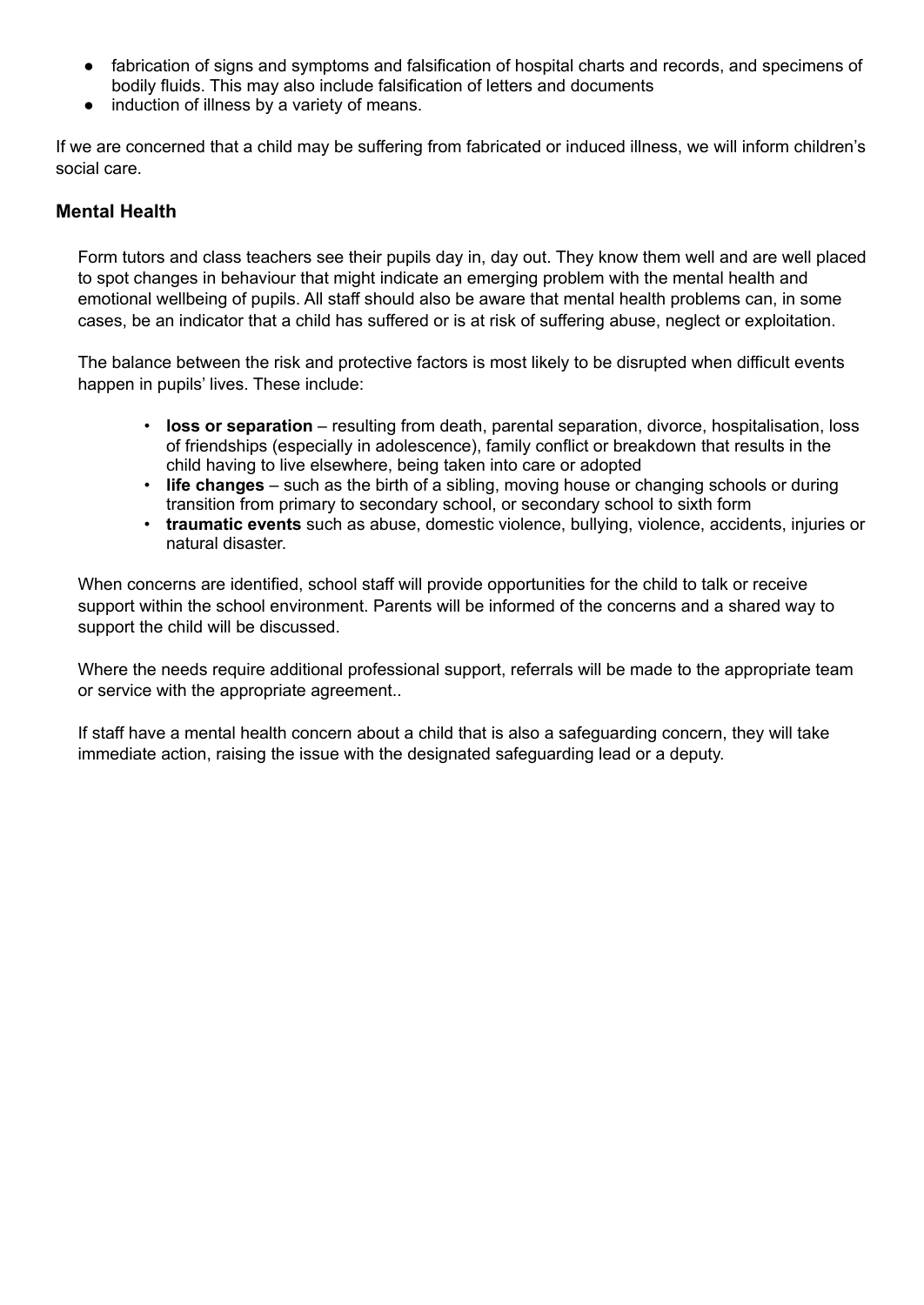- fabrication of signs and symptoms and falsification of hospital charts and records, and specimens of bodily fluids. This may also include falsification of letters and documents
- induction of illness by a variety of means.

If we are concerned that a child may be suffering from fabricated or induced illness, we will inform children's social care.

### Mental Health

Form tutors and class teachers see their pupils day in, day out. They know them well and are well placed to spot changes in behaviour that might indicate an emerging problem with the mental health and emotional wellbeing of pupils. All staff should also be aware that mental health problems can, in some cases, be an indicator that a child has suffered or is at risk of suffering abuse, neglect or exploitation.

The balance between the risk and protective factors is most likely to be disrupted when difficult events happen in pupils' lives. These include:

- **loss or separation** – resulting from death, parental separation, divorce, hospitalisation, loss of friendships (especially in adolescence), family conflict or breakdown that results in the child having to live elsewhere, being taken into care or adopted
- **life changes** – such as the birth of a sibling, moving house or changing schools or during transition from primary to secondary school, or secondary school to sixth form
- **traumatic events** such as abuse, domestic violence, bullying, violence, accidents, injuries or natural disaster.

When concerns are identified, school staff will provide opportunities for the child to talk or receive support within the school environment. Parents will be informed of the concerns and a shared way to support the child will be discussed.

Where the needs require additional professional support, referrals will be made to the appropriate team or service with the appropriate agreement..

If staff have a mental health concern about a child that is also a safeguarding concern, they will take immediate action, raising the issue with the designated safeguarding lead or a deputy.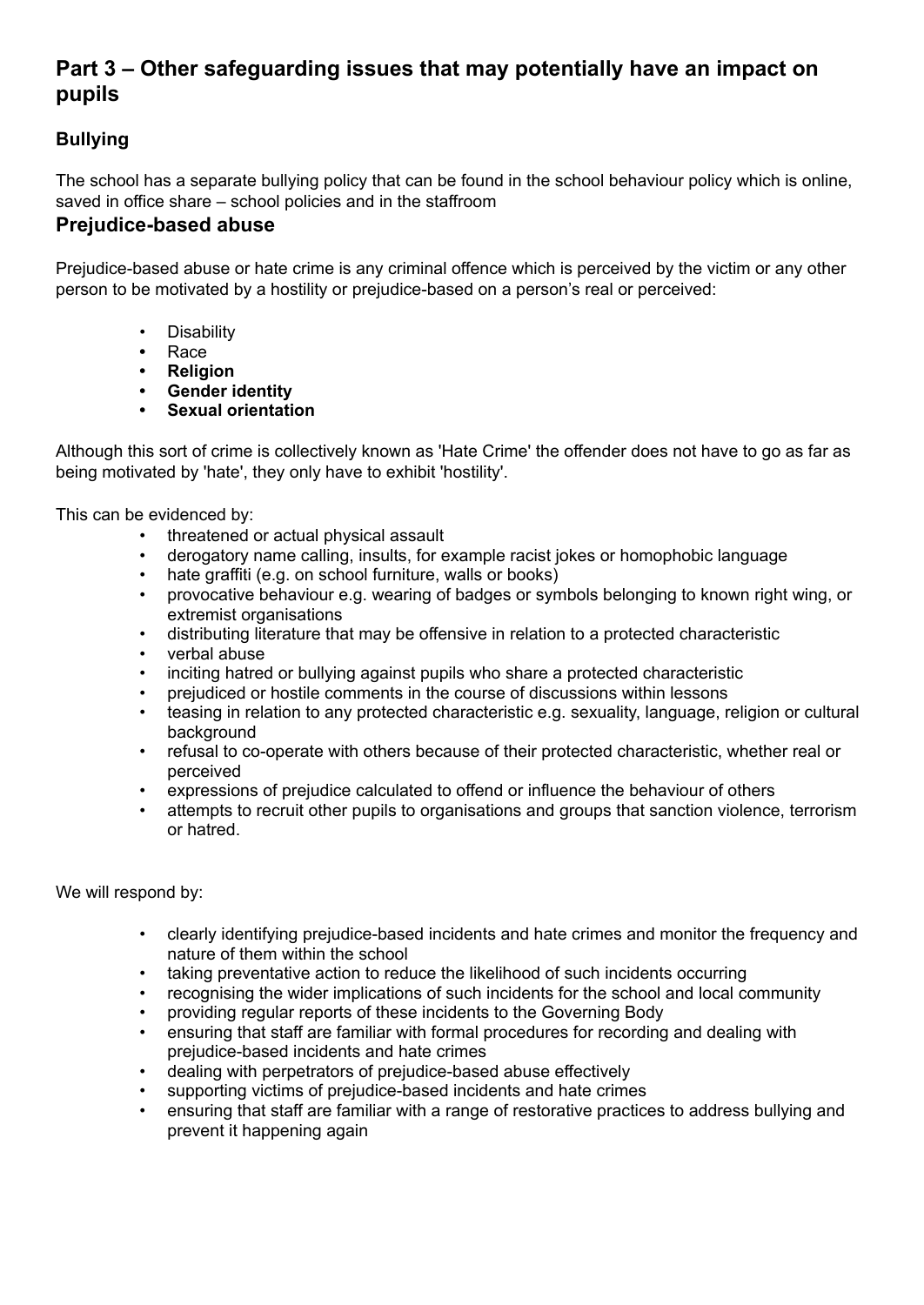## Part 3 – Other safeguarding issues that may potentially have an impact on pupils

### Bullying

The school has a separate bullying policy that can be found in the school behaviour policy which is online, saved in office share – school policies and in the staffroom

### Prejudice-based abuse

Prejudice-based abuse or hate crime is any criminal offence which is perceived by the victim or any other person to be motivated by a hostility or prejudice-based on a person's real or perceived:

- Disability
- Race
- **Religion**
- **Gender identity**
- **Sexual orientation**

Although this sort of crime is collectively known as 'Hate Crime' the offender does not have to go as far as being motivated by 'hate', they only have to exhibit 'hostility'.

This can be evidenced by:

- threatened or actual physical assault
- derogatory name calling, insults, for example racist jokes or homophobic language
- hate graffiti (e.g. on school furniture, walls or books)
- provocative behaviour e.g. wearing of badges or symbols belonging to known right wing, or extremist organisations
- distributing literature that may be offensive in relation to a protected characteristic
- verbal abuse
- inciting hatred or bullying against pupils who share a protected characteristic
- prejudiced or hostile comments in the course of discussions within lessons
- teasing in relation to any protected characteristic e.g. sexuality, language, religion or cultural background
- refusal to co-operate with others because of their protected characteristic, whether real or perceived
- expressions of prejudice calculated to offend or influence the behaviour of others
- attempts to recruit other pupils to organisations and groups that sanction violence, terrorism or hatred.

We will respond by:

- clearly identifying prejudice-based incidents and hate crimes and monitor the frequency and nature of them within the school
- taking preventative action to reduce the likelihood of such incidents occurring
- recognising the wider implications of such incidents for the school and local community
- providing regular reports of these incidents to the Governing Body
- ensuring that staff are familiar with formal procedures for recording and dealing with prejudice-based incidents and hate crimes
- dealing with perpetrators of prejudice-based abuse effectively
- supporting victims of prejudice-based incidents and hate crimes
- ensuring that staff are familiar with a range of restorative practices to address bullying and prevent it happening again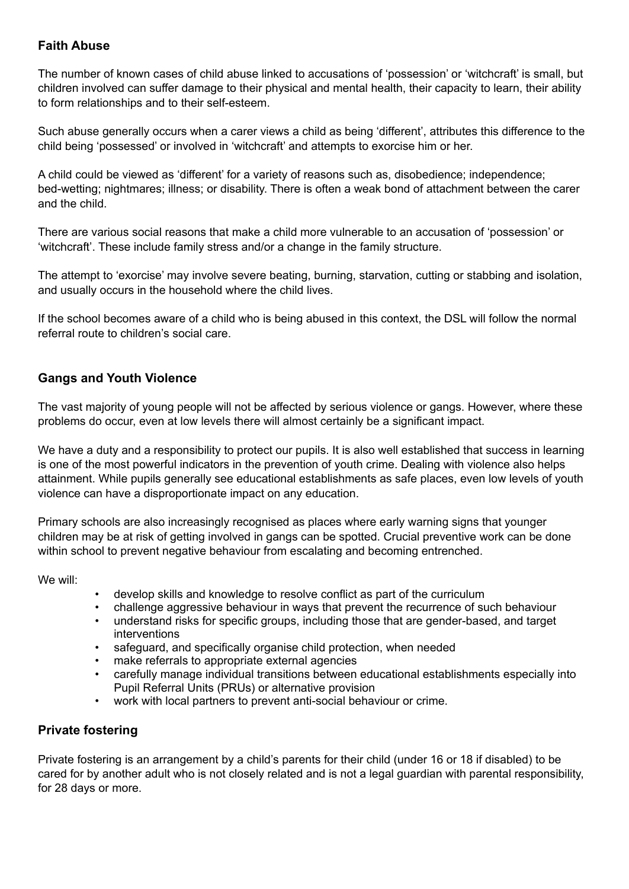## Faith Abuse

The number of known cases of child abuse linked to accusations of 'possession' or 'witchcraft' is small, but children involved can suffer damage to their physical and mental health, their capacity to learn, their ability to form relationships and to their self-esteem.

Such abuse generally occurs when a carer views a child as being 'different', attributes this difference to the child being 'possessed' or involved in 'witchcraft' and attempts to exorcise him or her.

A child could be viewed as 'different' for a variety of reasons such as, disobedience; independence; bed-wetting; nightmares; illness; or disability. There is often a weak bond of attachment between the carer and the child.

There are various social reasons that make a child more vulnerable to an accusation of 'possession' or 'witchcraft'. These include family stress and/or a change in the family structure.

The attempt to 'exorcise' may involve severe beating, burning, starvation, cutting or stabbing and isolation, and usually occurs in the household where the child lives.

If the school becomes aware of a child who is being abused in this context, the DSL will follow the normal referral route to children's social care.

## Gangs and Youth Violence

The vast majority of young people will not be affected by serious violence or gangs. However, where these problems do occur, even at low levels there will almost certainly be a significant impact.

We have a duty and a responsibility to protect our pupils. It is also well established that success in learning is one of the most powerful indicators in the prevention of youth crime. Dealing with violence also helps attainment. While pupils generally see educational establishments as safe places, even low levels of youth violence can have a disproportionate impact on any education.

Primary schools are also increasingly recognised as places where early warning signs that younger children may be at risk of getting involved in gangs can be spotted. Crucial preventive work can be done within school to prevent negative behaviour from escalating and becoming entrenched.

We will:

- develop skills and knowledge to resolve conflict as part of the curriculum
- challenge aggressive behaviour in ways that prevent the recurrence of such behaviour
- understand risks for specific groups, including those that are gender-based, and target interventions
- safeguard, and specifically organise child protection, when needed
- make referrals to appropriate external agencies
- carefully manage individual transitions between educational establishments especially into Pupil Referral Units (PRUs) or alternative provision
- work with local partners to prevent anti-social behaviour or crime.

## Private fostering

Private fostering is an arrangement by a child's parents for their child (under 16 or 18 if disabled) to be cared for by another adult who is not closely related and is not a legal guardian with parental responsibility, for 28 days or more.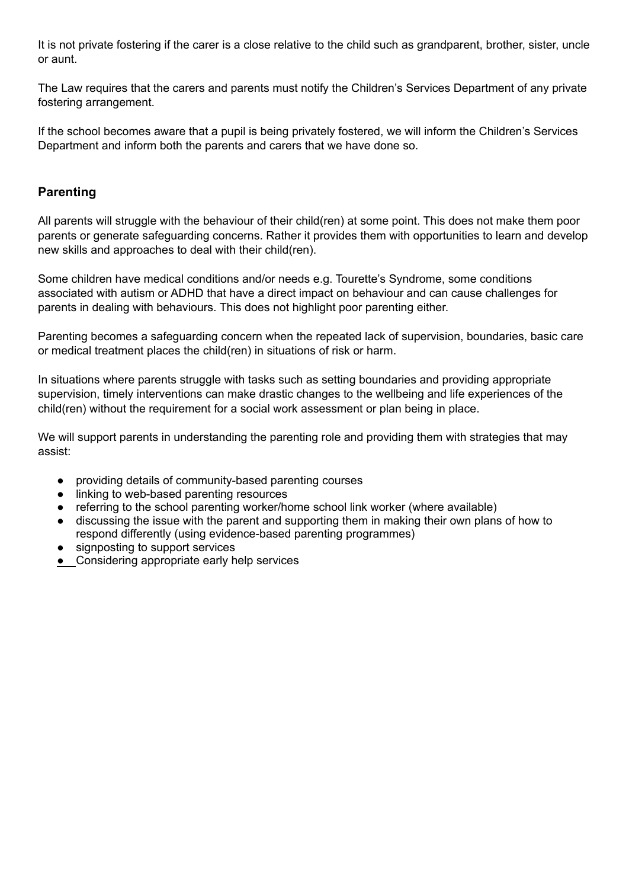It is not private fostering if the carer is a close relative to the child such as grandparent, brother, sister, uncle or aunt.

The Law requires that the carers and parents must notify the Children's Services Department of any private fostering arrangement.

If the school becomes aware that a pupil is being privately fostered, we will inform the Children's Services Department and inform both the parents and carers that we have done so.

## Parenting

All parents will struggle with the behaviour of their child(ren) at some point. This does not make them poor parents or generate safeguarding concerns. Rather it provides them with opportunities to learn and develop new skills and approaches to deal with their child(ren).

Some children have medical conditions and/or needs e.g. Tourette's Syndrome, some conditions associated with autism or ADHD that have a direct impact on behaviour and can cause challenges for parents in dealing with behaviours. This does not highlight poor parenting either.

Parenting becomes a safeguarding concern when the repeated lack of supervision, boundaries, basic care or medical treatment places the child(ren) in situations of risk or harm.

In situations where parents struggle with tasks such as setting boundaries and providing appropriate supervision, timely interventions can make drastic changes to the wellbeing and life experiences of the child(ren) without the requirement for a social work assessment or plan being in place.

We will support parents in understanding the parenting role and providing them with strategies that may assist:

- providing details of community-based parenting courses
- linking to web-based parenting resources
- referring to the school parenting worker/home school link worker (where available)
- discussing the issue with the parent and supporting them in making their own plans of how to respond differently (using evidence-based parenting programmes)
- signposting to support services
- Considering appropriate early help services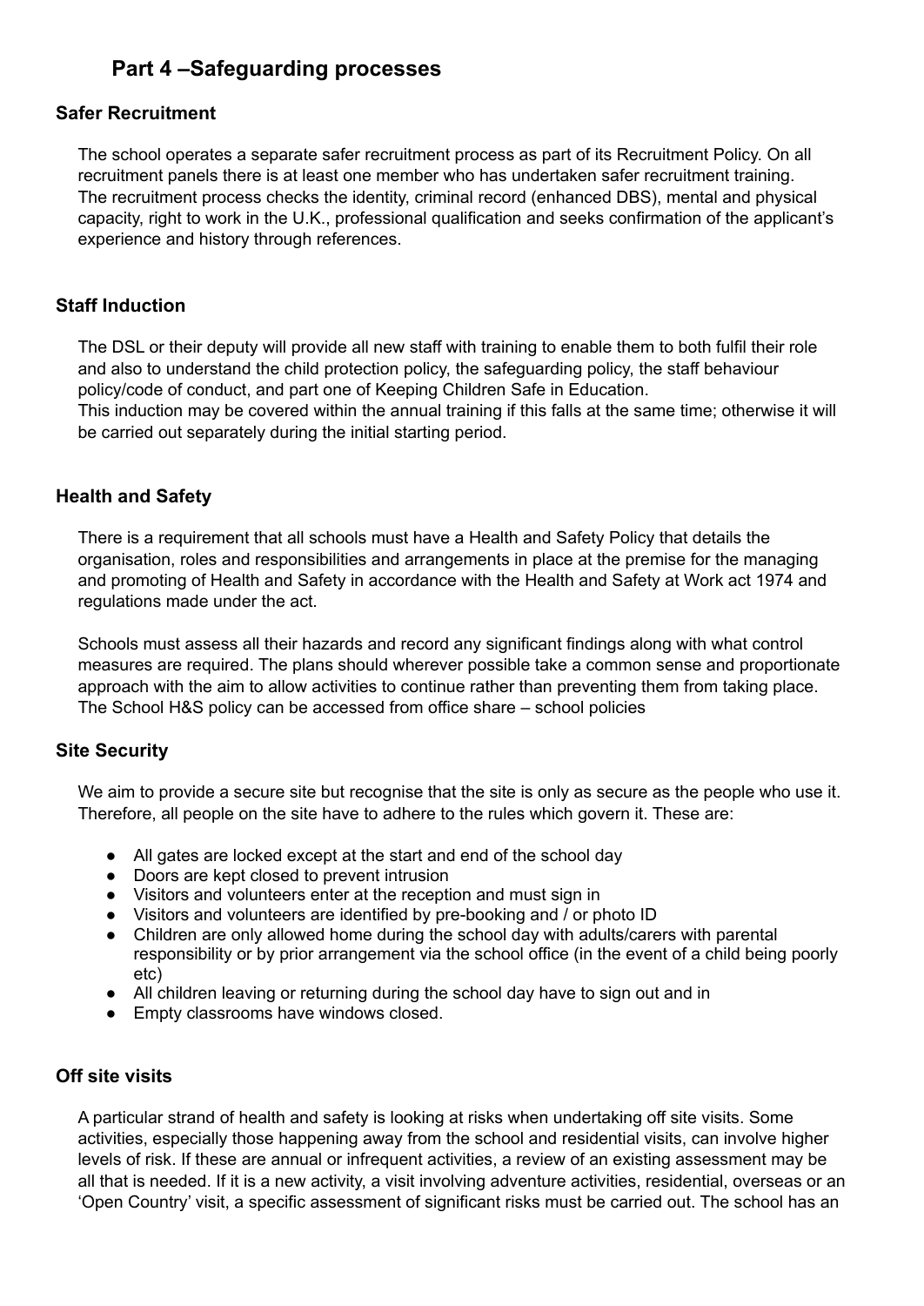# Part 4 –Safeguarding processes

### Safer Recruitment

The school operates a separate safer recruitment process as part of its Recruitment Policy. On all recruitment panels there is at least one member who has undertaken safer recruitment training. The recruitment process checks the identity, criminal record (enhanced DBS), mental and physical capacity, right to work in the U.K., professional qualification and seeks confirmation of the applicant's experience and history through references.

### Staff Induction

The DSL or their deputy will provide all new staff with training to enable them to both fulfil their role and also to understand the child protection policy, the safeguarding policy, the staff behaviour policy/code of conduct, and part one of Keeping Children Safe in Education.
This induction may be covered within the annual training if this falls at the same time; otherwise it will be carried out separately during the initial starting period.

### Health and Safety

There is a requirement that all schools must have a Health and Safety Policy that details the organisation, roles and responsibilities and arrangements in place at the premise for the managing and promoting of Health and Safety in accordance with the Health and Safety at Work act 1974 and regulations made under the act.

Schools must assess all their hazards and record any significant findings along with what control measures are required. The plans should wherever possible take a common sense and proportionate approach with the aim to allow activities to continue rather than preventing them from taking place.
The School H&S policy can be accessed from office share – school policies

### Site Security

We aim to provide a secure site but recognise that the site is only as secure as the people who use it. Therefore, all people on the site have to adhere to the rules which govern it. These are:

- All gates are locked except at the start and end of the school day
- Doors are kept closed to prevent intrusion
- Visitors and volunteers enter at the reception and must sign in
- Visitors and volunteers are identified by pre-booking and / or photo ID
- Children are only allowed home during the school day with adults/carers with parental responsibility or by prior arrangement via the school office (in the event of a child being poorly etc)
- All children leaving or returning during the school day have to sign out and in
- Empty classrooms have windows closed.

### Off site visits

A particular strand of health and safety is looking at risks when undertaking off site visits. Some activities, especially those happening away from the school and residential visits, can involve higher levels of risk. If these are annual or infrequent activities, a review of an existing assessment may be all that is needed. If it is a new activity, a visit involving adventure activities, residential, overseas or an 'Open Country' visit, a specific assessment of significant risks must be carried out. The school has an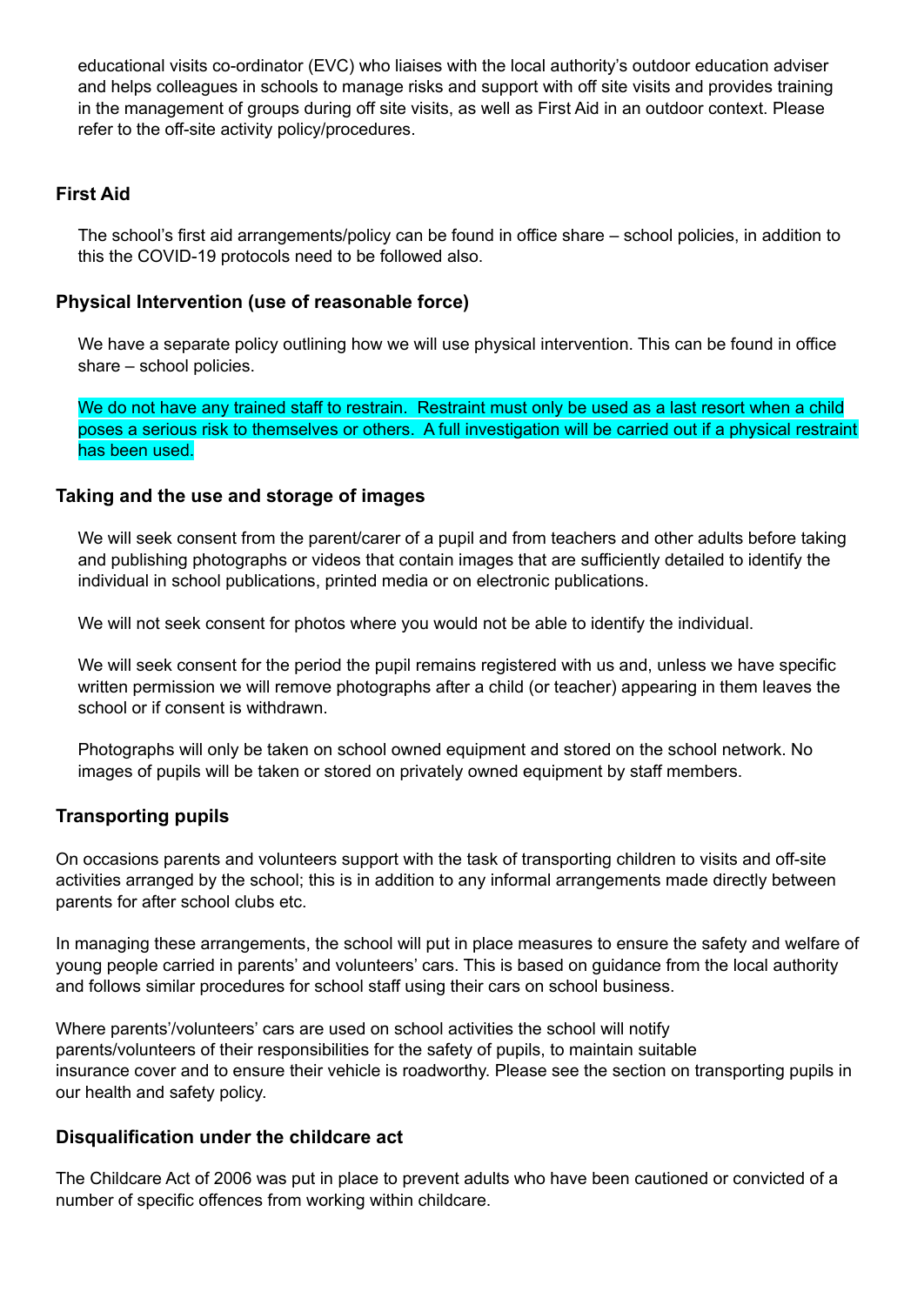educational visits co-ordinator (EVC) who liaises with the local authority's outdoor education adviser and helps colleagues in schools to manage risks and support with off site visits and provides training in the management of groups during off site visits, as well as First Aid in an outdoor context. Please refer to the off-site activity policy/procedures.

## First Aid

The school's first aid arrangements/policy can be found in office share – school policies, in addition to this the COVID-19 protocols need to be followed also.

## Physical Intervention (use of reasonable force)

We have a separate policy outlining how we will use physical intervention. This can be found in office share – school policies.

We do not have any trained staff to restrain. Restraint must only be used as a last resort when a child poses a serious risk to themselves or others. A full investigation will be carried out if a physical restraint has been used.

## Taking and the use and storage of images

We will seek consent from the parent/carer of a pupil and from teachers and other adults before taking and publishing photographs or videos that contain images that are sufficiently detailed to identify the individual in school publications, printed media or on electronic publications.

We will not seek consent for photos where you would not be able to identify the individual.

We will seek consent for the period the pupil remains registered with us and, unless we have specific written permission we will remove photographs after a child (or teacher) appearing in them leaves the school or if consent is withdrawn.

Photographs will only be taken on school owned equipment and stored on the school network. No images of pupils will be taken or stored on privately owned equipment by staff members.

## Transporting pupils

On occasions parents and volunteers support with the task of transporting children to visits and off-site activities arranged by the school; this is in addition to any informal arrangements made directly between parents for after school clubs etc.

In managing these arrangements, the school will put in place measures to ensure the safety and welfare of young people carried in parents' and volunteers' cars. This is based on guidance from the local authority and follows similar procedures for school staff using their cars on school business.

Where parents'/volunteers' cars are used on school activities the school will notify parents/volunteers of their responsibilities for the safety of pupils, to maintain suitable insurance cover and to ensure their vehicle is roadworthy. Please see the section on transporting pupils in our health and safety policy.

## Disqualification under the childcare act

The Childcare Act of 2006 was put in place to prevent adults who have been cautioned or convicted of a number of specific offences from working within childcare.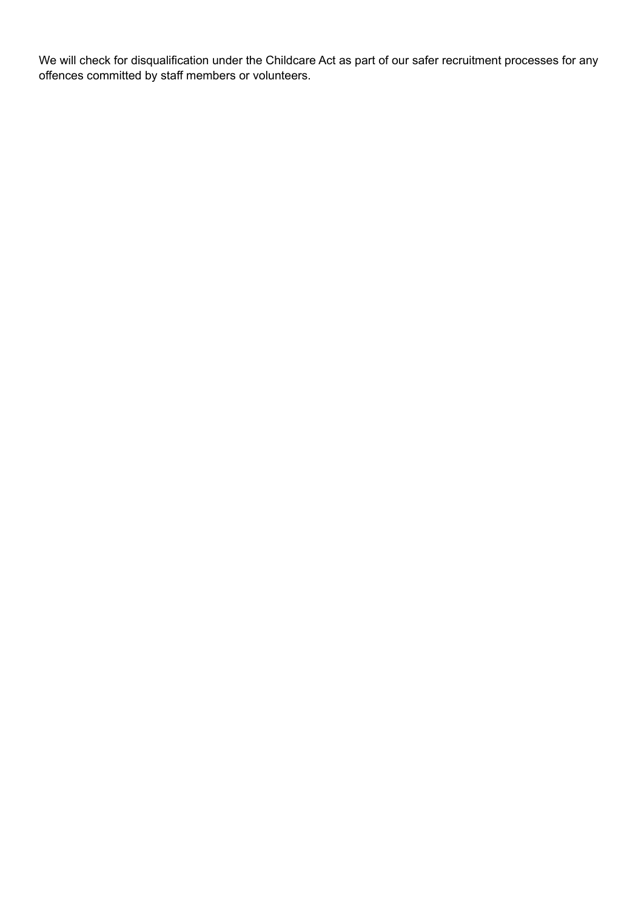We will check for disqualification under the Childcare Act as part of our safer recruitment processes for any offences committed by staff members or volunteers.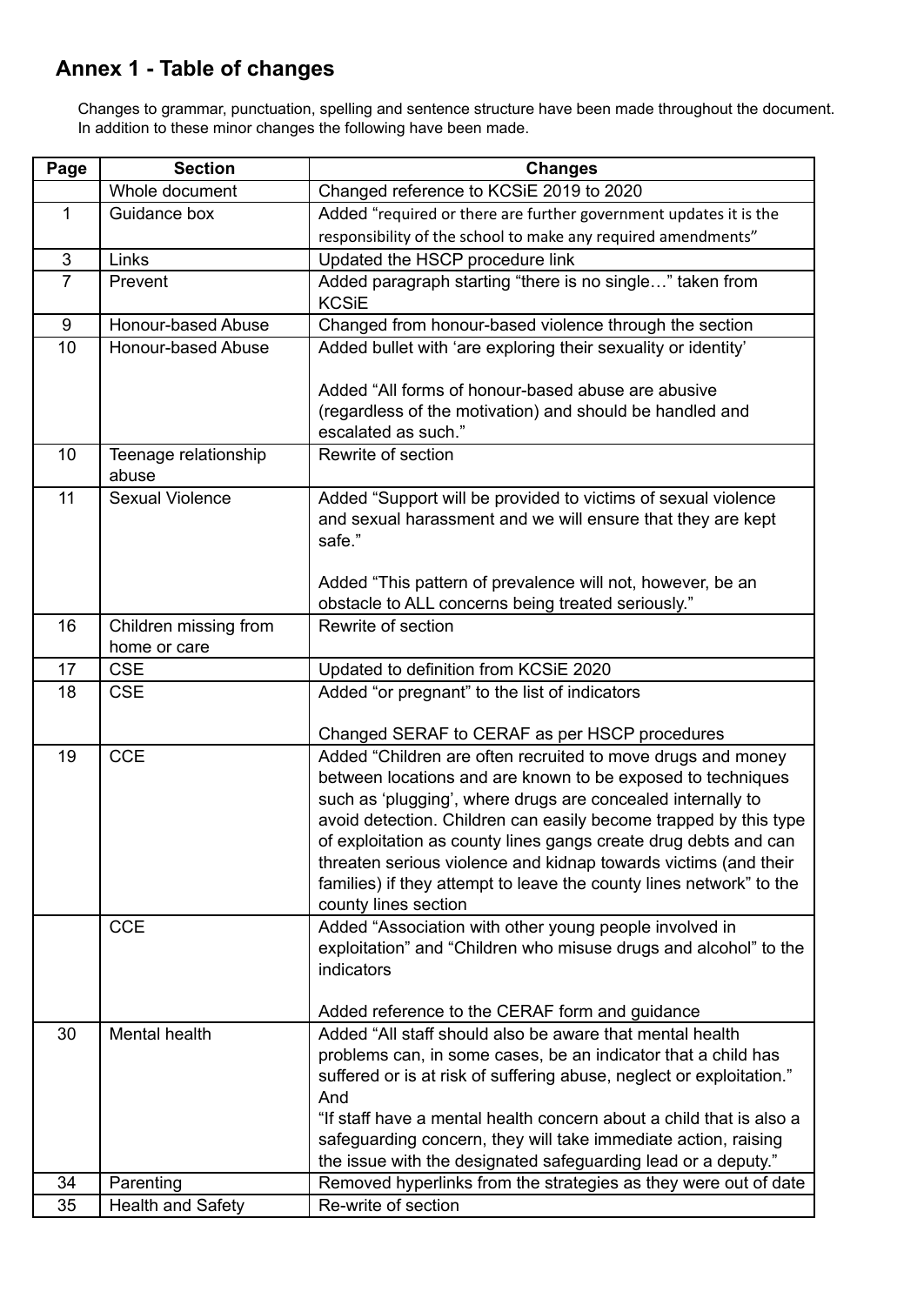## Annex 1 - Table of changes

Changes to grammar, punctuation, spelling and sentence structure have been made throughout the document. In addition to these minor changes the following have been made.

| Page | Section | Changes |
|---|---|---|
| | Whole document | Changed reference to KCSiE 2019 to 2020 |
| 1 | Guidance box | Added "required or there are further government updates it is the responsibility of the school to make any required amendments" |
| 3 | Links | Updated the HSCP procedure link |
| 7 | Prevent | Added paragraph starting "there is no single…" taken from KCSiE |
| 9 | Honour-based Abuse | Changed from honour-based violence through the section |
| 10 | Honour-based Abuse | Added bullet with 'are exploring their sexuality or identity'<br><br>Added "All forms of honour-based abuse are abusive (regardless of the motivation) and should be handled and escalated as such." |
| 10 | Teenage relationship abuse | Rewrite of section |
| 11 | Sexual Violence | Added "Support will be provided to victims of sexual violence and sexual harassment and we will ensure that they are kept safe."<br><br>Added "This pattern of prevalence will not, however, be an obstacle to ALL concerns being treated seriously." |
| 16 | Children missing from home or care | Rewrite of section |
| 17 | CSE | Updated to definition from KCSiE 2020 |
| 18 | CSE | Added "or pregnant" to the list of indicators<br><br>Changed SERAF to CERAF as per HSCP procedures |
| 19 | CCE | Added "Children are often recruited to move drugs and money between locations and are known to be exposed to techniques such as 'plugging', where drugs are concealed internally to avoid detection. Children can easily become trapped by this type of exploitation as county lines gangs create drug debts and can threaten serious violence and kidnap towards victims (and their families) if they attempt to leave the county lines network" to the county lines section |
| | CCE | Added "Association with other young people involved in exploitation" and "Children who misuse drugs and alcohol" to the indicators<br><br>Added reference to the CERAF form and guidance |
| 30 | Mental health | Added "All staff should also be aware that mental health problems can, in some cases, be an indicator that a child has suffered or is at risk of suffering abuse, neglect or exploitation."<br>And<br>"If staff have a mental health concern about a child that is also a safeguarding concern, they will take immediate action, raising the issue with the designated safeguarding lead or a deputy." |
| 34 | Parenting | Removed hyperlinks from the strategies as they were out of date |
| 35 | Health and Safety | Re-write of section |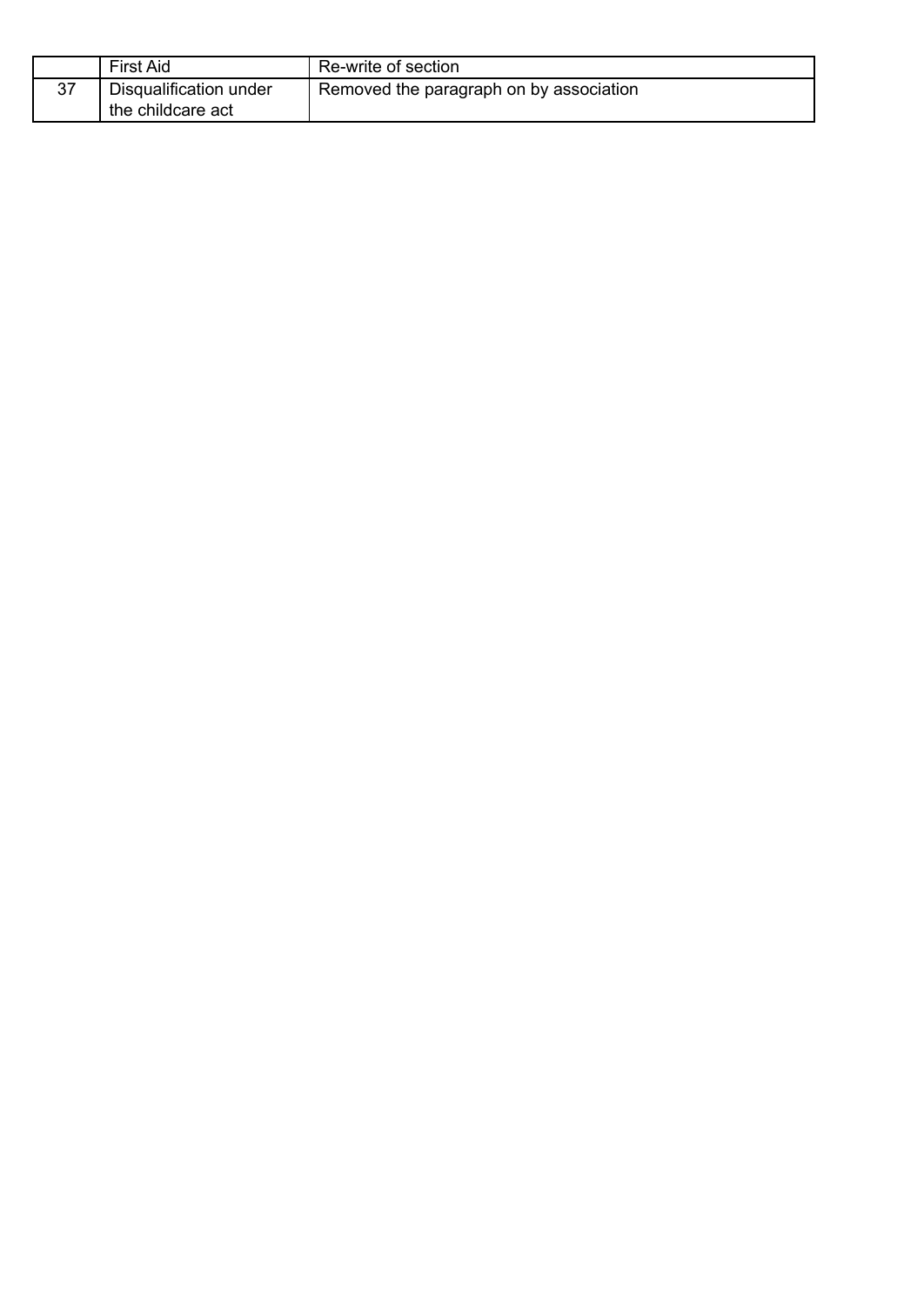| | | |
|---|---|---|
| | First Aid | Re-write of section |
| 37 | Disqualification under the childcare act | Removed the paragraph on by association |